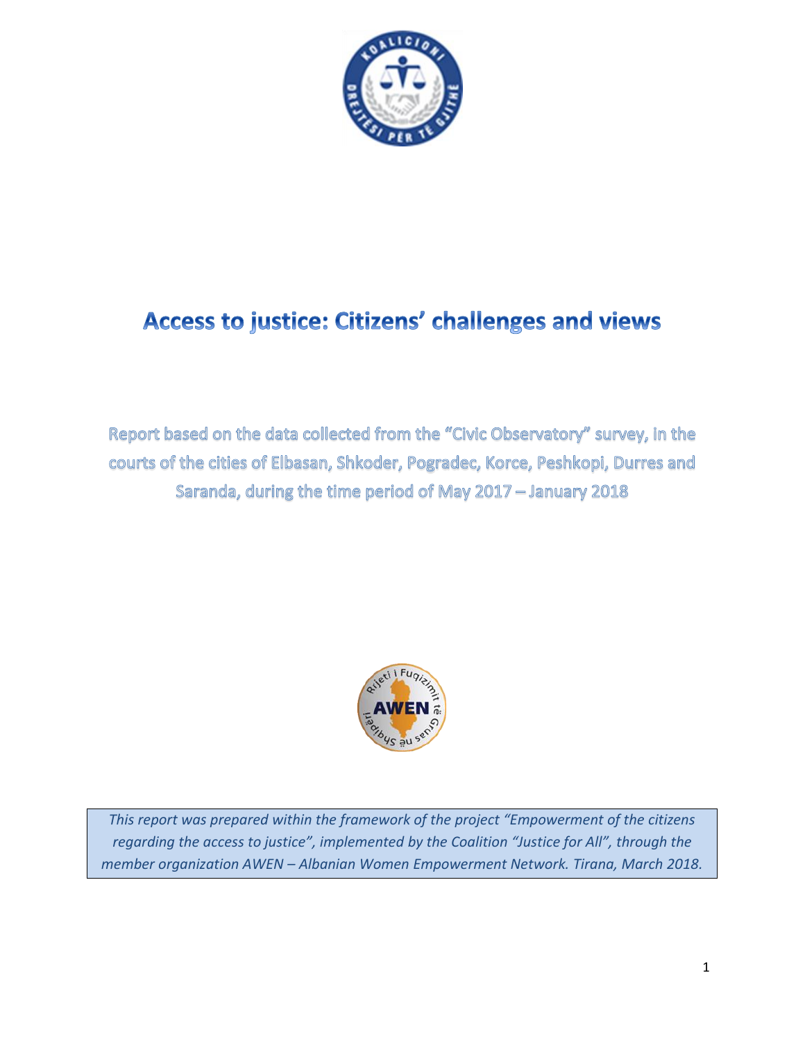# Access to justice: Citizens' challenges and views

Report based on the data collected from the "Civic Observatory" survey, in the courts of the cities of Elbasan, Shkoder, Pogradec, Korce, Peshkopi, Durres and Saranda, during the time period of May 2017 – January 2018

*This report was prepared within the framework of the project "Empowerment of the citizens regarding the access to justice", implemented by the Coalition "Justice for All", through the member organization AWEN – Albanian Women Empowerment Network. Tirana, March 2018.*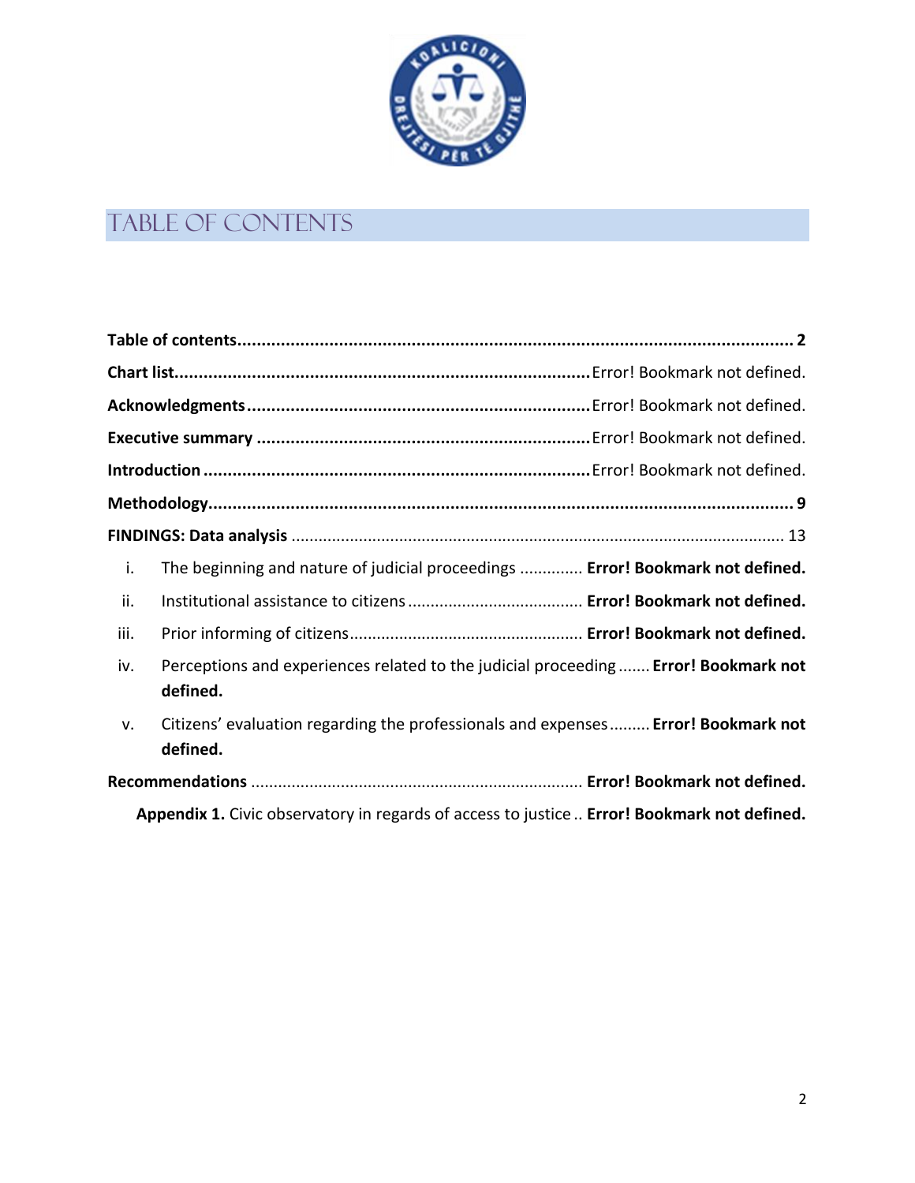# TABLE OF CONTENTS

**Table of contents** .......... **2**

**Chart list** .......... Error! Bookmark not defined.

**Acknowledgments** .......... Error! Bookmark not defined.

**Executive summary** .......... Error! Bookmark not defined.

**Introduction** .......... Error! Bookmark not defined.

**Methodology** .......... **9**

**FINDINGS: Data analysis** .......... 13

i. The beginning and nature of judicial proceedings .......... **Error! Bookmark not defined.**

ii. Institutional assistance to citizens .......... **Error! Bookmark not defined.**

iii. Prior informing of citizens .......... **Error! Bookmark not defined.**

iv. Perceptions and experiences related to the judicial proceeding .......... **Error! Bookmark not defined.**

v. Citizens' evaluation regarding the professionals and expenses .......... **Error! Bookmark not defined.**

**Recommendations** .......... **Error! Bookmark not defined.**

**Appendix 1.** Civic observatory in regards of access to justice .......... **Error! Bookmark not defined.**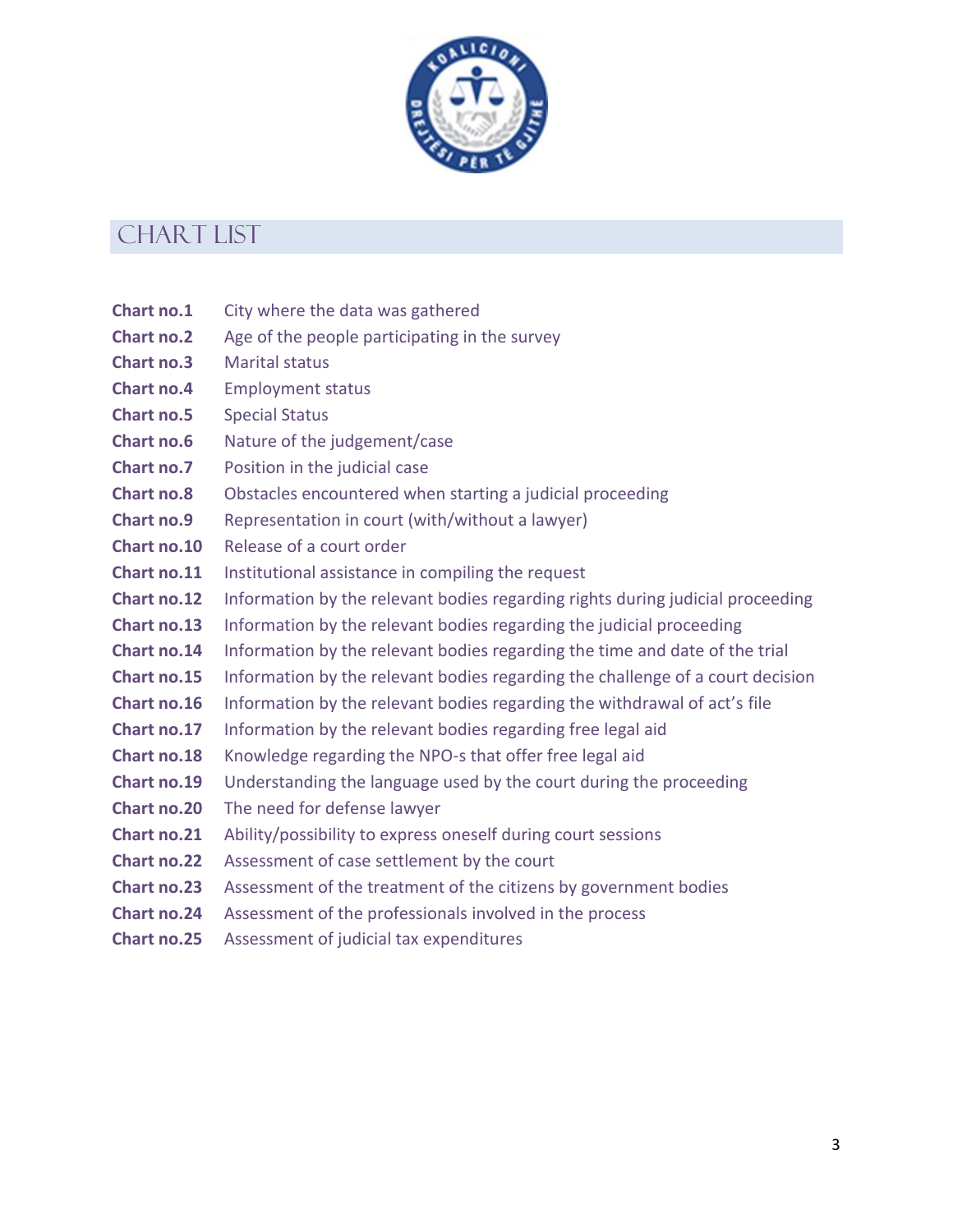# CHART LIST

| | |
|---|---|
| **Chart no.1** | City where the data was gathered |
| **Chart no.2** | Age of the people participating in the survey |
| **Chart no.3** | Marital status |
| **Chart no.4** | Employment status |
| **Chart no.5** | Special Status |
| **Chart no.6** | Nature of the judgement/case |
| **Chart no.7** | Position in the judicial case |
| **Chart no.8** | Obstacles encountered when starting a judicial proceeding |
| **Chart no.9** | Representation in court (with/without a lawyer) |
| **Chart no.10** | Release of a court order |
| **Chart no.11** | Institutional assistance in compiling the request |
| **Chart no.12** | Information by the relevant bodies regarding rights during judicial proceeding |
| **Chart no.13** | Information by the relevant bodies regarding the judicial proceeding |
| **Chart no.14** | Information by the relevant bodies regarding the time and date of the trial |
| **Chart no.15** | Information by the relevant bodies regarding the challenge of a court decision |
| **Chart no.16** | Information by the relevant bodies regarding the withdrawal of act's file |
| **Chart no.17** | Information by the relevant bodies regarding free legal aid |
| **Chart no.18** | Knowledge regarding the NPO-s that offer free legal aid |
| **Chart no.19** | Understanding the language used by the court during the proceeding |
| **Chart no.20** | The need for defense lawyer |
| **Chart no.21** | Ability/possibility to express oneself during court sessions |
| **Chart no.22** | Assessment of case settlement by the court |
| **Chart no.23** | Assessment of the treatment of the citizens by government bodies |
| **Chart no.24** | Assessment of the professionals involved in the process |
| **Chart no.25** | Assessment of judicial tax expenditures |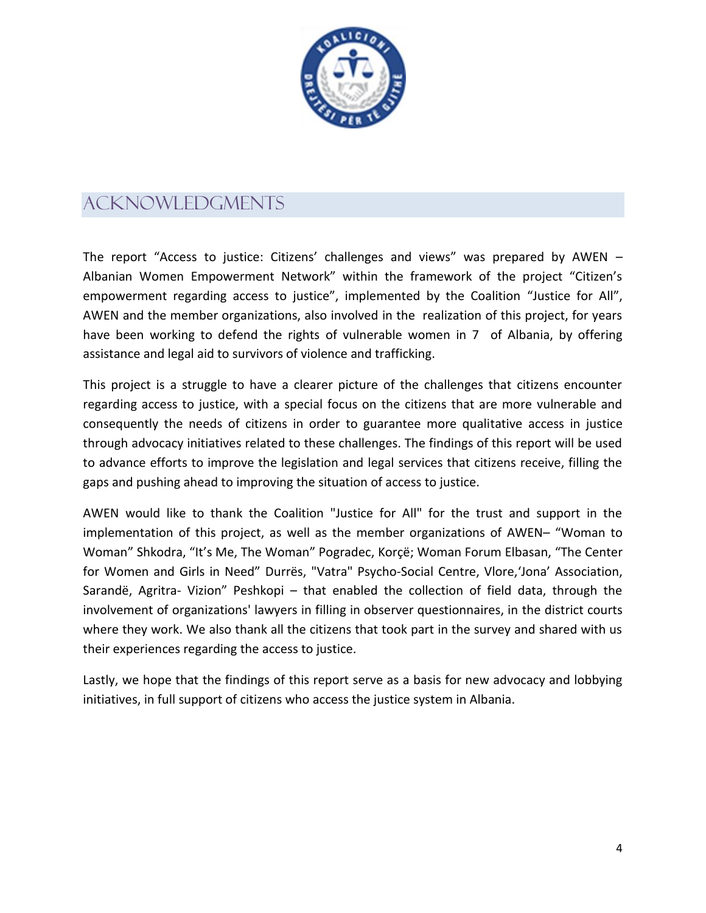# ACKNOWLEDGMENTS

The report "Access to justice: Citizens' challenges and views" was prepared by AWEN – Albanian Women Empowerment Network" within the framework of the project "Citizen's empowerment regarding access to justice", implemented by the Coalition "Justice for All", AWEN and the member organizations, also involved in the realization of this project, for years have been working to defend the rights of vulnerable women in 7 of Albania, by offering assistance and legal aid to survivors of violence and trafficking.

This project is a struggle to have a clearer picture of the challenges that citizens encounter regarding access to justice, with a special focus on the citizens that are more vulnerable and consequently the needs of citizens in order to guarantee more qualitative access in justice through advocacy initiatives related to these challenges. The findings of this report will be used to advance efforts to improve the legislation and legal services that citizens receive, filling the gaps and pushing ahead to improving the situation of access to justice.

AWEN would like to thank the Coalition "Justice for All" for the trust and support in the implementation of this project, as well as the member organizations of AWEN– "Woman to Woman" Shkodra, "It's Me, The Woman" Pogradec, Korçë; Woman Forum Elbasan, "The Center for Women and Girls in Need" Durrës, "Vatra" Psycho-Social Centre, Vlore,'Jona' Association, Sarandë, Agritra- Vizion" Peshkopi – that enabled the collection of field data, through the involvement of organizations' lawyers in filling in observer questionnaires, in the district courts where they work. We also thank all the citizens that took part in the survey and shared with us their experiences regarding the access to justice.

Lastly, we hope that the findings of this report serve as a basis for new advocacy and lobbying initiatives, in full support of citizens who access the justice system in Albania.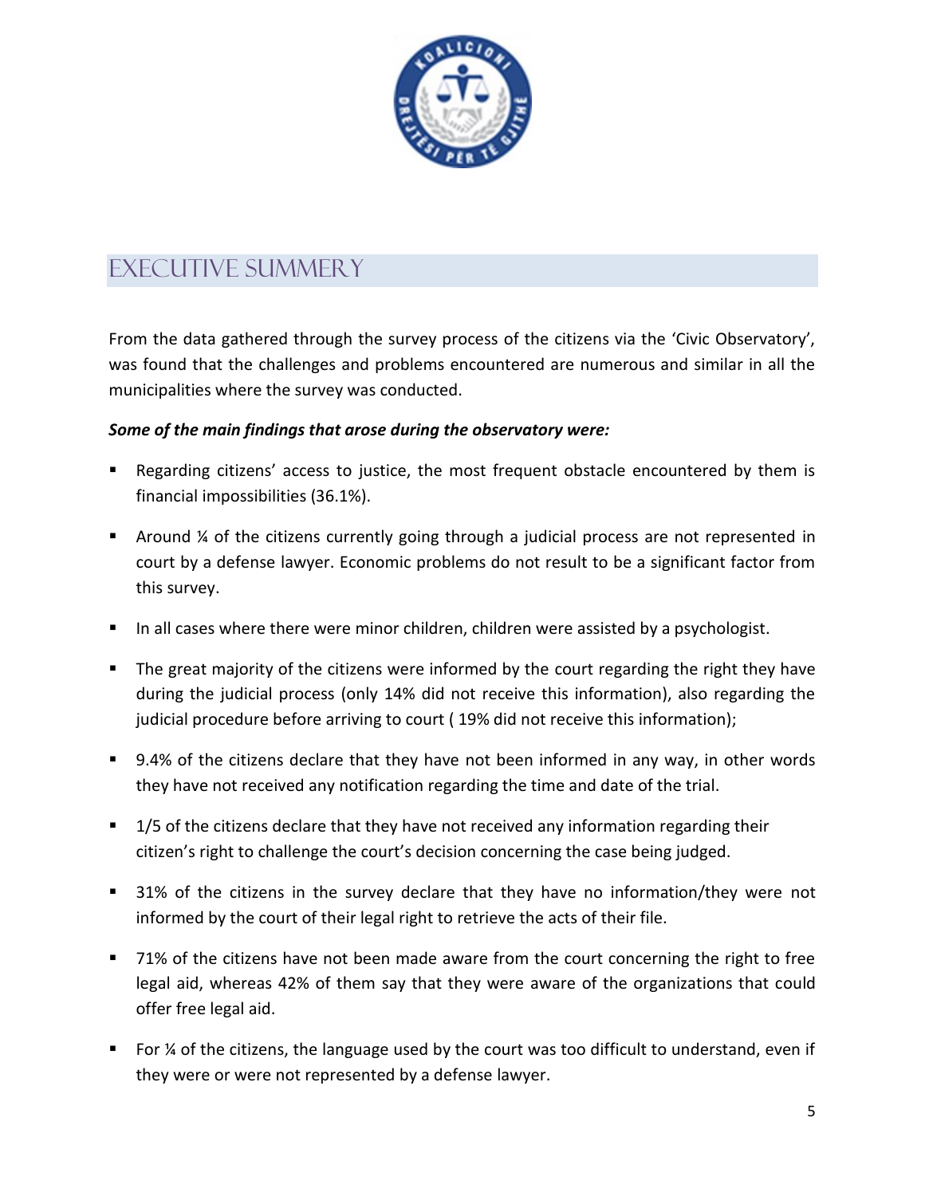# EXECUTIVE SUMMERY

From the data gathered through the survey process of the citizens via the 'Civic Observatory', was found that the challenges and problems encountered are numerous and similar in all the municipalities where the survey was conducted.

***Some of the main findings that arose during the observatory were:***

- Regarding citizens' access to justice, the most frequent obstacle encountered by them is financial impossibilities (36.1%).
- Around ¼ of the citizens currently going through a judicial process are not represented in court by a defense lawyer. Economic problems do not result to be a significant factor from this survey.
- In all cases where there were minor children, children were assisted by a psychologist.
- The great majority of the citizens were informed by the court regarding the right they have during the judicial process (only 14% did not receive this information), also regarding the judicial procedure before arriving to court ( 19% did not receive this information);
- 9.4% of the citizens declare that they have not been informed in any way, in other words they have not received any notification regarding the time and date of the trial.
- 1/5 of the citizens declare that they have not received any information regarding their citizen's right to challenge the court's decision concerning the case being judged.
- 31% of the citizens in the survey declare that they have no information/they were not informed by the court of their legal right to retrieve the acts of their file.
- 71% of the citizens have not been made aware from the court concerning the right to free legal aid, whereas 42% of them say that they were aware of the organizations that could offer free legal aid.
- For ¼ of the citizens, the language used by the court was too difficult to understand, even if they were or were not represented by a defense lawyer.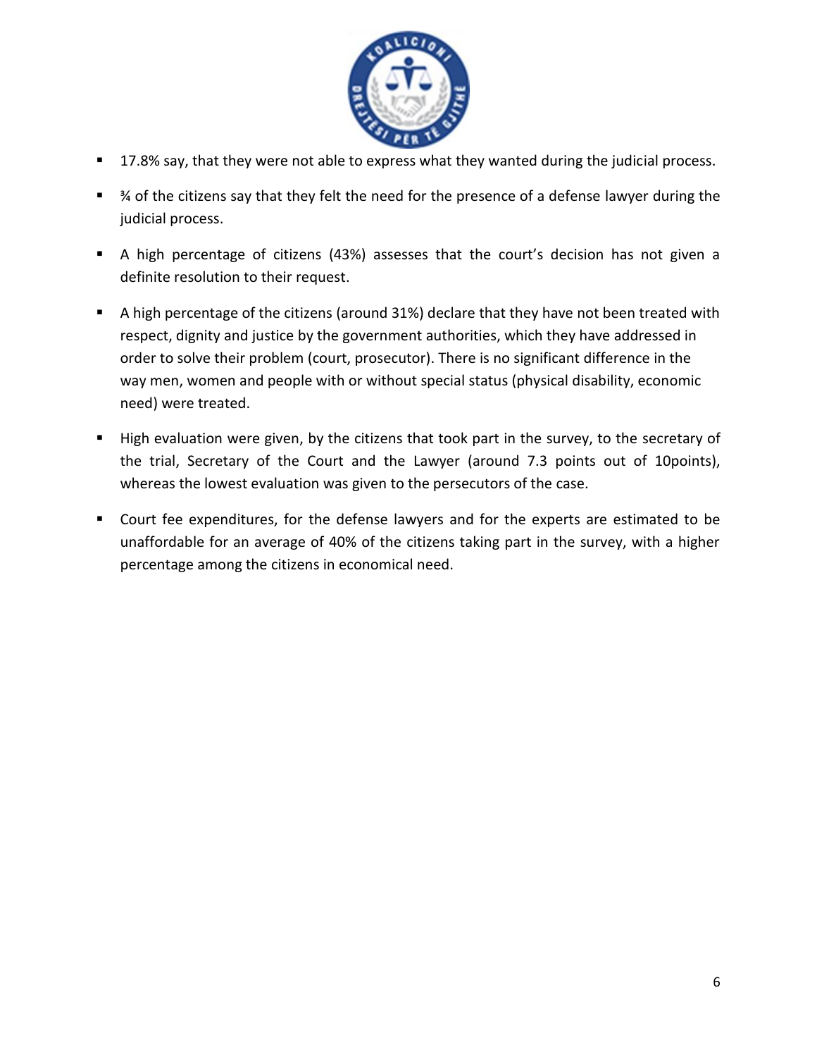- 17.8% say, that they were not able to express what they wanted during the judicial process.
- ¾ of the citizens say that they felt the need for the presence of a defense lawyer during the judicial process.
- A high percentage of citizens (43%) assesses that the court's decision has not given a definite resolution to their request.
- A high percentage of the citizens (around 31%) declare that they have not been treated with respect, dignity and justice by the government authorities, which they have addressed in order to solve their problem (court, prosecutor). There is no significant difference in the way men, women and people with or without special status (physical disability, economic need) were treated.
- High evaluation were given, by the citizens that took part in the survey, to the secretary of the trial, Secretary of the Court and the Lawyer (around 7.3 points out of 10points), whereas the lowest evaluation was given to the persecutors of the case.
- Court fee expenditures, for the defense lawyers and for the experts are estimated to be unaffordable for an average of 40% of the citizens taking part in the survey, with a higher percentage among the citizens in economical need.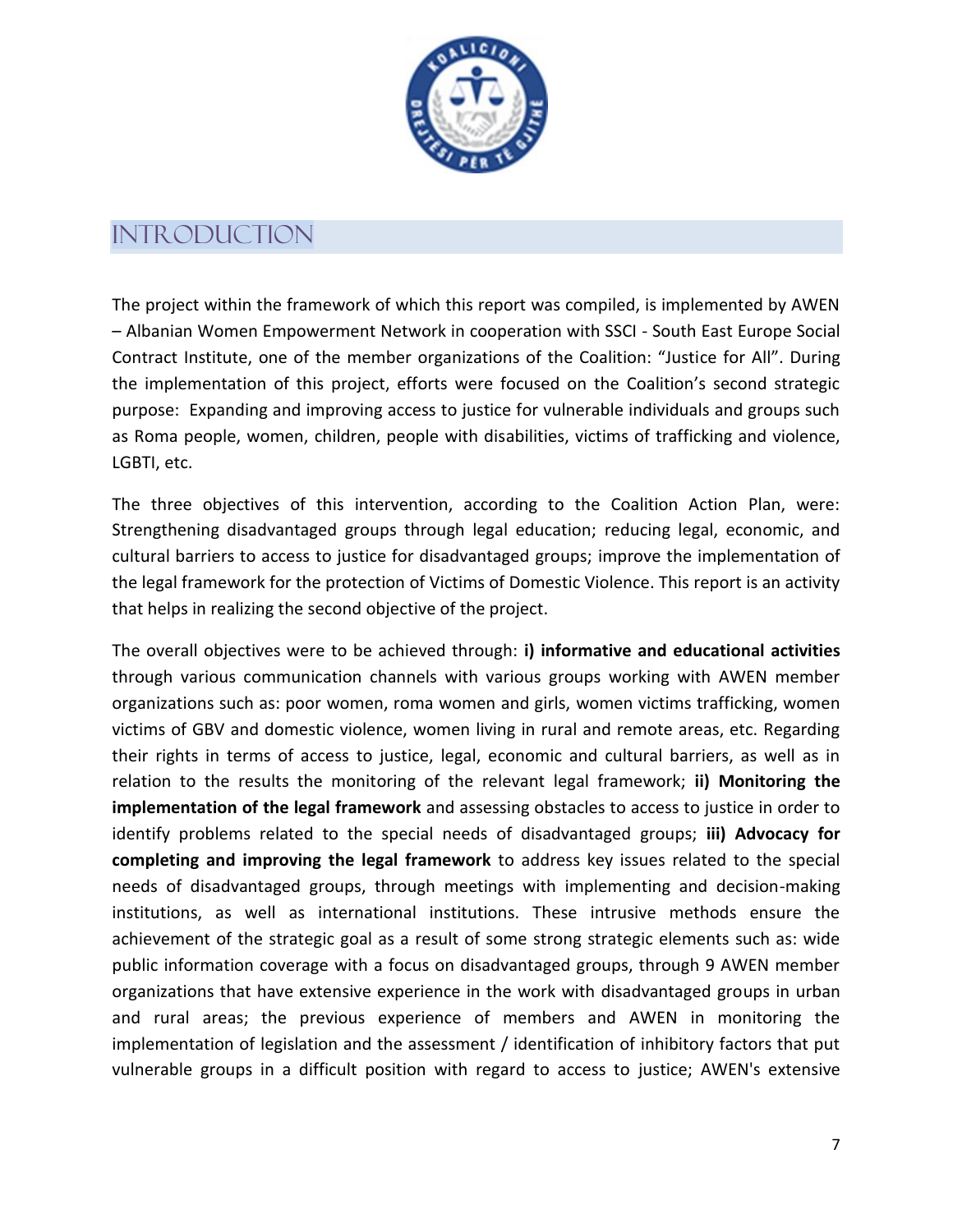# INTRODUCTION

The project within the framework of which this report was compiled, is implemented by AWEN – Albanian Women Empowerment Network in cooperation with SSCI - South East Europe Social Contract Institute, one of the member organizations of the Coalition: "Justice for All". During the implementation of this project, efforts were focused on the Coalition's second strategic purpose: Expanding and improving access to justice for vulnerable individuals and groups such as Roma people, women, children, people with disabilities, victims of trafficking and violence, LGBTI, etc.

The three objectives of this intervention, according to the Coalition Action Plan, were: Strengthening disadvantaged groups through legal education; reducing legal, economic, and cultural barriers to access to justice for disadvantaged groups; improve the implementation of the legal framework for the protection of Victims of Domestic Violence. This report is an activity that helps in realizing the second objective of the project.

The overall objectives were to be achieved through: **i) informative and educational activities** through various communication channels with various groups working with AWEN member organizations such as: poor women, roma women and girls, women victims trafficking, women victims of GBV and domestic violence, women living in rural and remote areas, etc. Regarding their rights in terms of access to justice, legal, economic and cultural barriers, as well as in relation to the results the monitoring of the relevant legal framework; **ii) Monitoring the implementation of the legal framework** and assessing obstacles to access to justice in order to identify problems related to the special needs of disadvantaged groups; **iii) Advocacy for completing and improving the legal framework** to address key issues related to the special needs of disadvantaged groups, through meetings with implementing and decision-making institutions, as well as international institutions. These intrusive methods ensure the achievement of the strategic goal as a result of some strong strategic elements such as: wide public information coverage with a focus on disadvantaged groups, through 9 AWEN member organizations that have extensive experience in the work with disadvantaged groups in urban and rural areas; the previous experience of members and AWEN in monitoring the implementation of legislation and the assessment / identification of inhibitory factors that put vulnerable groups in a difficult position with regard to access to justice; AWEN's extensive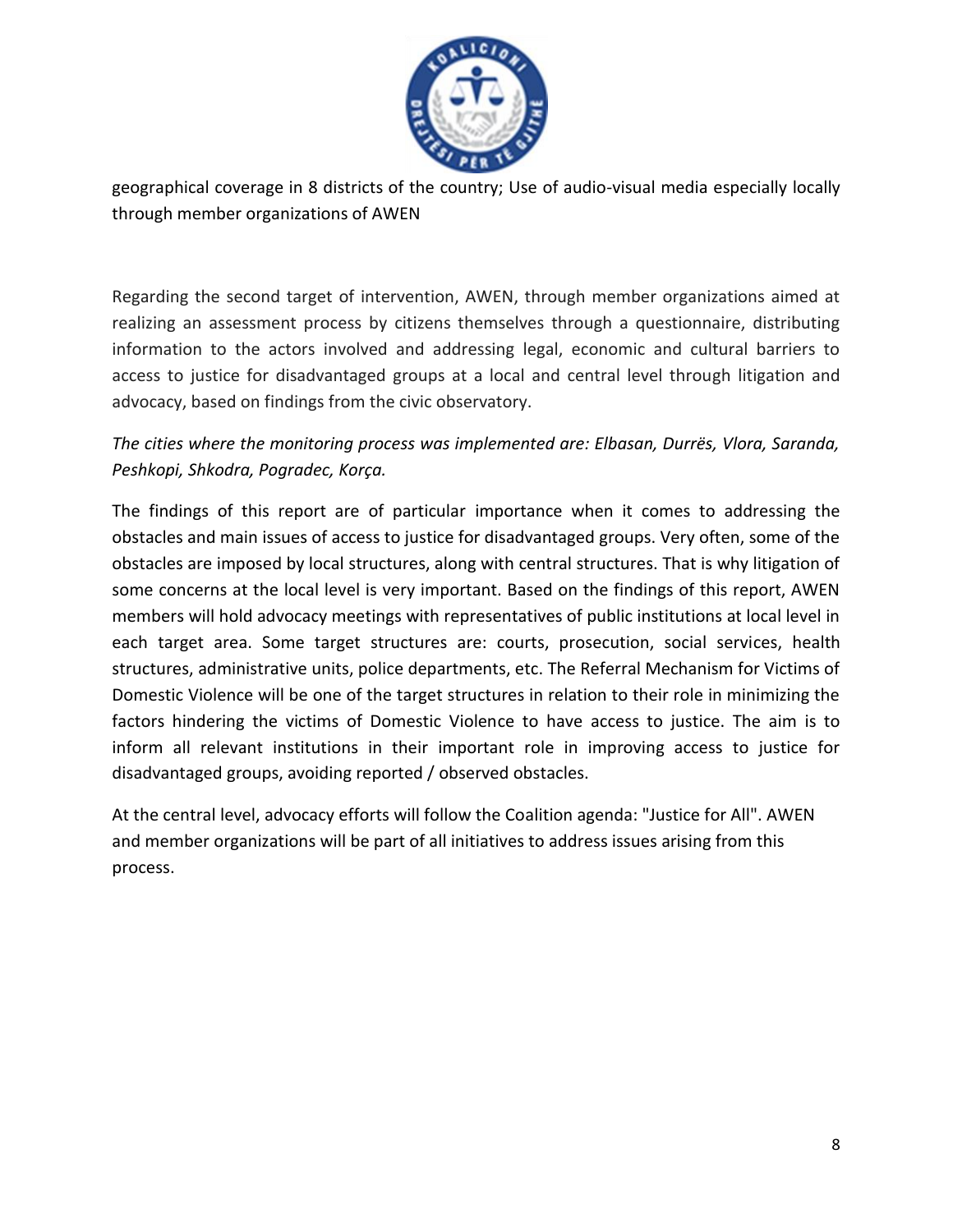geographical coverage in 8 districts of the country; Use of audio-visual media especially locally through member organizations of AWEN

Regarding the second target of intervention, AWEN, through member organizations aimed at realizing an assessment process by citizens themselves through a questionnaire, distributing information to the actors involved and addressing legal, economic and cultural barriers to access to justice for disadvantaged groups at a local and central level through litigation and advocacy, based on findings from the civic observatory.

*The cities where the monitoring process was implemented are: Elbasan, Durrës, Vlora, Saranda, Peshkopi, Shkodra, Pogradec, Korça.*

The findings of this report are of particular importance when it comes to addressing the obstacles and main issues of access to justice for disadvantaged groups. Very often, some of the obstacles are imposed by local structures, along with central structures. That is why litigation of some concerns at the local level is very important. Based on the findings of this report, AWEN members will hold advocacy meetings with representatives of public institutions at local level in each target area. Some target structures are: courts, prosecution, social services, health structures, administrative units, police departments, etc. The Referral Mechanism for Victims of Domestic Violence will be one of the target structures in relation to their role in minimizing the factors hindering the victims of Domestic Violence to have access to justice. The aim is to inform all relevant institutions in their important role in improving access to justice for disadvantaged groups, avoiding reported / observed obstacles.

At the central level, advocacy efforts will follow the Coalition agenda: "Justice for All". AWEN and member organizations will be part of all initiatives to address issues arising from this process.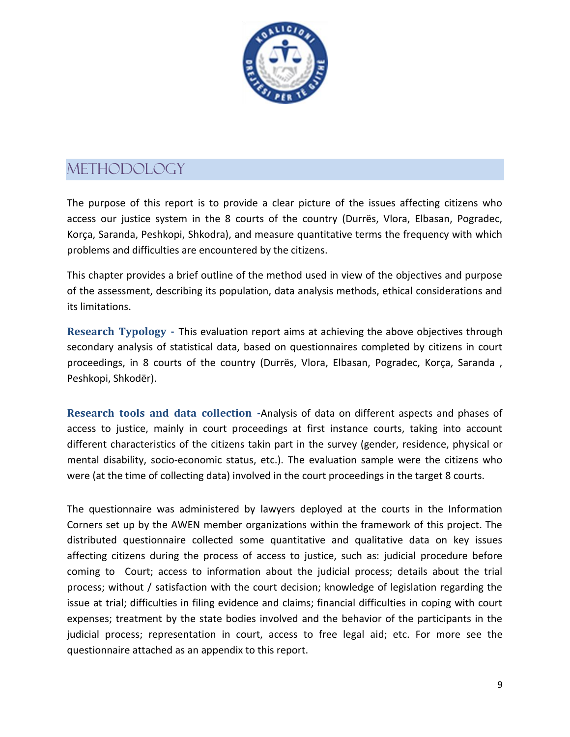# METHODOLOGY

The purpose of this report is to provide a clear picture of the issues affecting citizens who access our justice system in the 8 courts of the country (Durrës, Vlora, Elbasan, Pogradec, Korça, Saranda, Peshkopi, Shkodra), and measure quantitative terms the frequency with which problems and difficulties are encountered by the citizens.

This chapter provides a brief outline of the method used in view of the objectives and purpose of the assessment, describing its population, data analysis methods, ethical considerations and its limitations.

**Research Typology -** This evaluation report aims at achieving the above objectives through secondary analysis of statistical data, based on questionnaires completed by citizens in court proceedings, in 8 courts of the country (Durrës, Vlora, Elbasan, Pogradec, Korça, Saranda , Peshkopi, Shkodër).

**Research tools and data collection -**Analysis of data on different aspects and phases of access to justice, mainly in court proceedings at first instance courts, taking into account different characteristics of the citizens takin part in the survey (gender, residence, physical or mental disability, socio-economic status, etc.). The evaluation sample were the citizens who were (at the time of collecting data) involved in the court proceedings in the target 8 courts.

The questionnaire was administered by lawyers deployed at the courts in the Information Corners set up by the AWEN member organizations within the framework of this project. The distributed questionnaire collected some quantitative and qualitative data on key issues affecting citizens during the process of access to justice, such as: judicial procedure before coming to Court; access to information about the judicial process; details about the trial process; without / satisfaction with the court decision; knowledge of legislation regarding the issue at trial; difficulties in filing evidence and claims; financial difficulties in coping with court expenses; treatment by the state bodies involved and the behavior of the participants in the judicial process; representation in court, access to free legal aid; etc. For more see the questionnaire attached as an appendix to this report.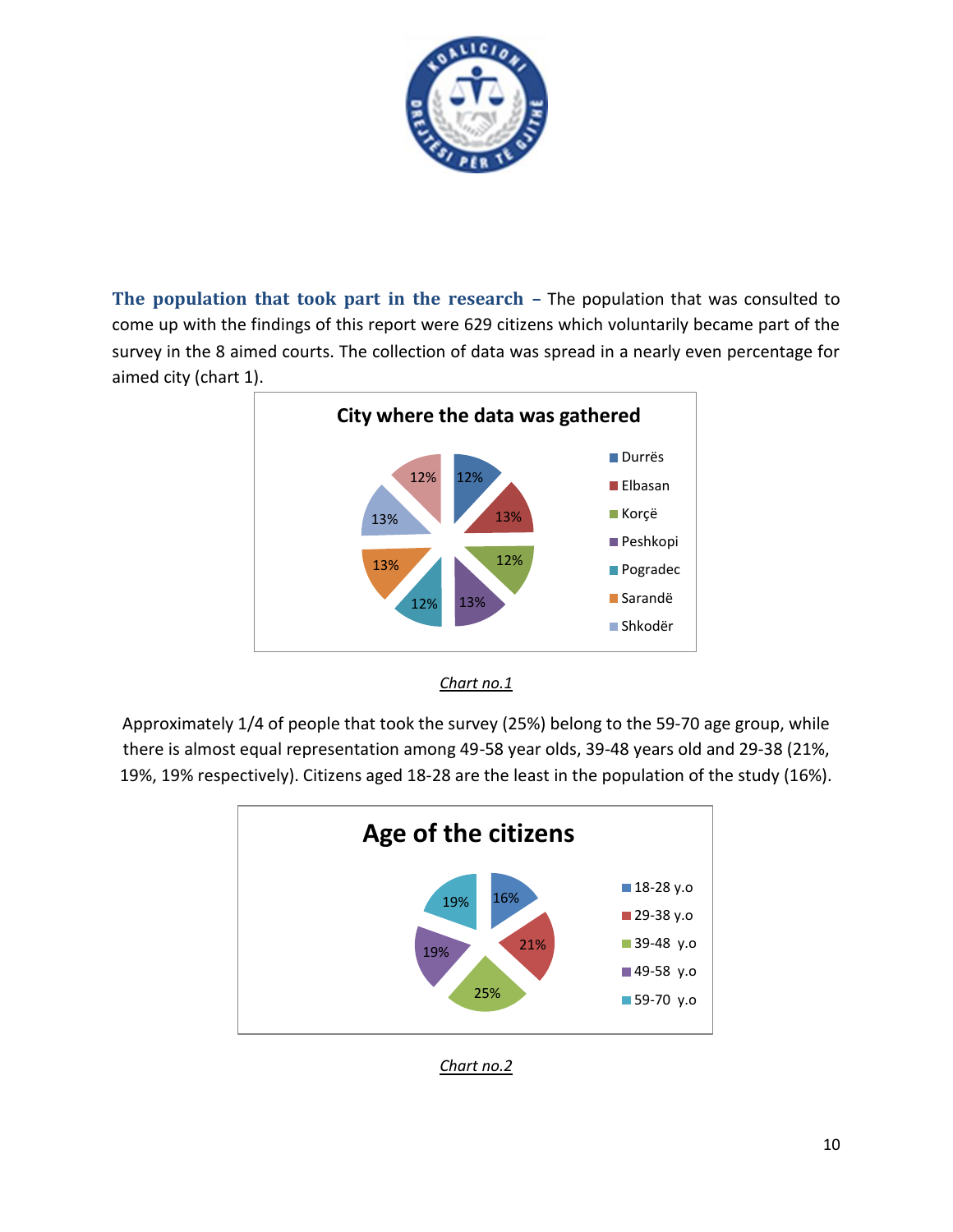**The population that took part in the research** – The population that was consulted to come up with the findings of this report were 629 citizens which voluntarily became part of the survey in the 8 aimed courts. The collection of data was spread in a nearly even percentage for aimed city (chart 1).

**City where the data was gathered**

| City | % |
|---|---|
| Durrës | 12% |
| Elbasan | 13% |
| Korçë | 12% |
| Peshkopi | 13% |
| Pogradec | 12% |
| Sarandë | 13% |
| Shkodër | 13% |
| | 12% |

*Chart no.1*

Approximately 1/4 of people that took the survey (25%) belong to the 59-70 age group, while there is almost equal representation among 49-58 year olds, 39-48 years old and 29-38 (21%, 19%, 19% respectively). Citizens aged 18-28 are the least in the population of the study (16%).

**Age of the citizens**

| Age | % |
|---|---|
| 18-28 y.o | 16% |
| 29-38 y.o | 21% |
| 39-48 y.o | 25% |
| 49-58 y.o | 19% |
| 59-70 y.o | 19% |

*Chart no.2*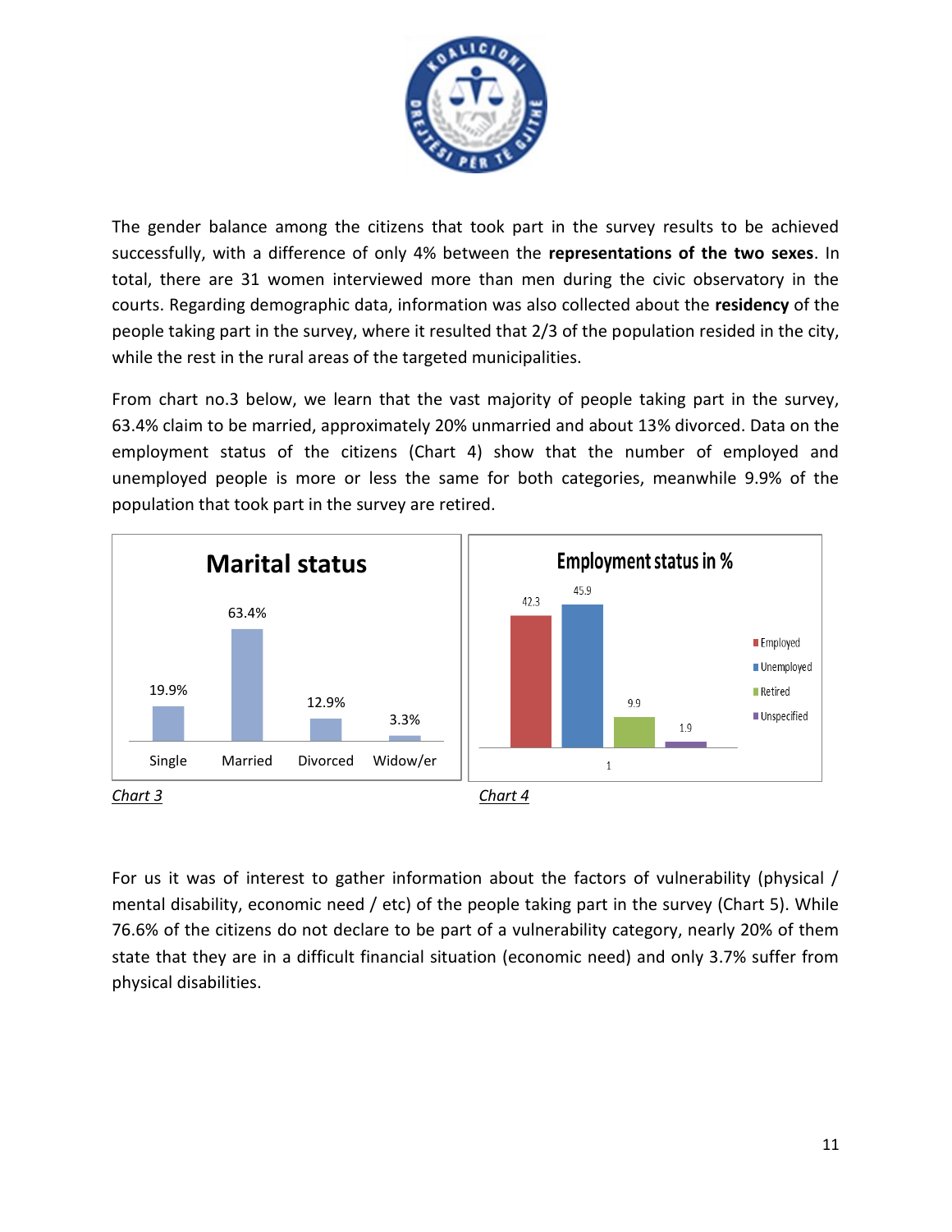The gender balance among the citizens that took part in the survey results to be achieved successfully, with a difference of only 4% between the **representations of the two sexes**. In total, there are 31 women interviewed more than men during the civic observatory in the courts. Regarding demographic data, information was also collected about the **residency** of the people taking part in the survey, where it resulted that 2/3 of the population resided in the city, while the rest in the rural areas of the targeted municipalities.

From chart no.3 below, we learn that the vast majority of people taking part in the survey, 63.4% claim to be married, approximately 20% unmarried and about 13% divorced. Data on the employment status of the citizens (Chart 4) show that the number of employed and unemployed people is more or less the same for both categories, meanwhile 9.9% of the population that took part in the survey are retired.

**Marital status**

| Single | Married | Divorced | Widow/er |
|---|---|---|---|
| 19.9% | 63.4% | 12.9% | 3.3% |

*Chart 3*

**Employment status in %**

| Employed | Unemployed | Retired | Unspecified |
|---|---|---|---|
| 42.3 | 45.9 | 9.9 | 1.9 |

*Chart 4*

For us it was of interest to gather information about the factors of vulnerability (physical / mental disability, economic need / etc) of the people taking part in the survey (Chart 5). While 76.6% of the citizens do not declare to be part of a vulnerability category, nearly 20% of them state that they are in a difficult financial situation (economic need) and only 3.7% suffer from physical disabilities.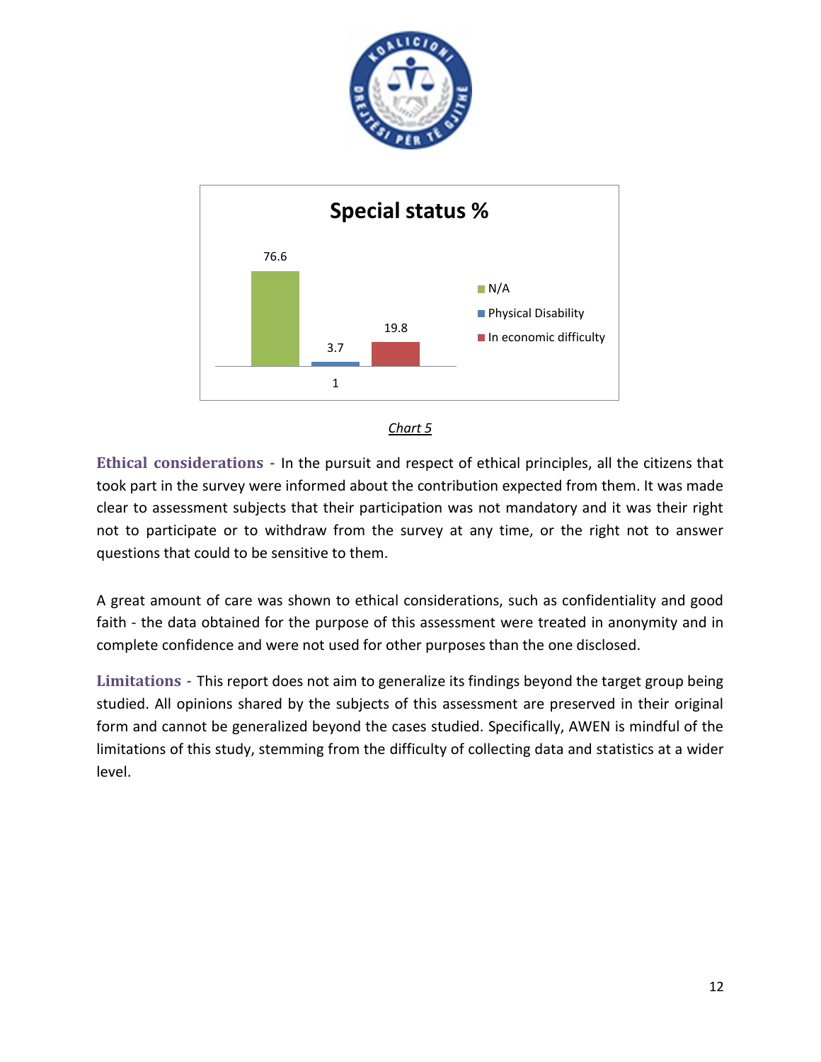**Special status %**

| Category | % |
|---|---|
| N/A | 76.6 |
| Physical Disability | 3.7 |
| In economic difficulty | 19.8 |

*Chart 5*

**Ethical considerations -** In the pursuit and respect of ethical principles, all the citizens that took part in the survey were informed about the contribution expected from them. It was made clear to assessment subjects that their participation was not mandatory and it was their right not to participate or to withdraw from the survey at any time, or the right not to answer questions that could to be sensitive to them.

A great amount of care was shown to ethical considerations, such as confidentiality and good faith - the data obtained for the purpose of this assessment were treated in anonymity and in complete confidence and were not used for other purposes than the one disclosed.

**Limitations -** This report does not aim to generalize its findings beyond the target group being studied. All opinions shared by the subjects of this assessment are preserved in their original form and cannot be generalized beyond the cases studied. Specifically, AWEN is mindful of the limitations of this study, stemming from the difficulty of collecting data and statistics at a wider level.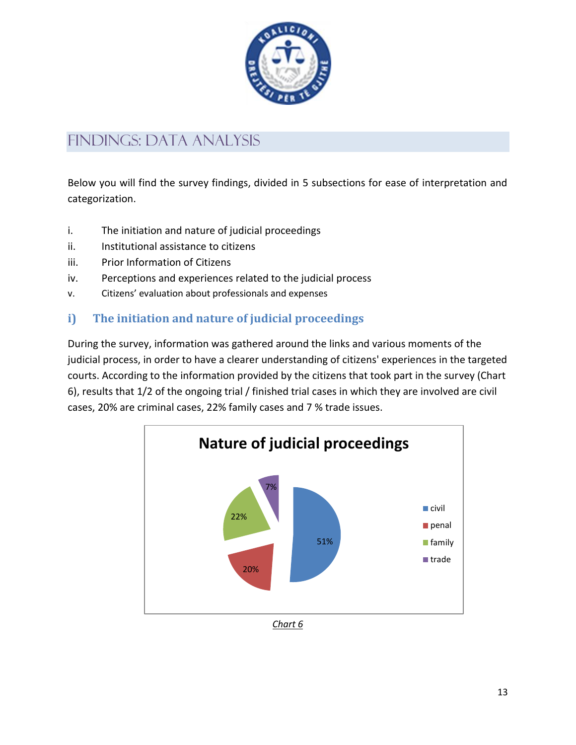# FINDINGS: DATA ANALYSIS

Below you will find the survey findings, divided in 5 subsections for ease of interpretation and categorization.

i. The initiation and nature of judicial proceedings
ii. Institutional assistance to citizens
iii. Prior Information of Citizens
iv. Perceptions and experiences related to the judicial process
v. Citizens' evaluation about professionals and expenses

## i) The initiation and nature of judicial proceedings

During the survey, information was gathered around the links and various moments of the judicial process, in order to have a clearer understanding of citizens' experiences in the targeted courts. According to the information provided by the citizens that took part in the survey (Chart 6), results that 1/2 of the ongoing trial / finished trial cases in which they are involved are civil cases, 20% are criminal cases, 22% family cases and 7 % trade issues.

**Nature of judicial proceedings**

| Category | Share |
|---|---|
| civil | 51% |
| penal | 20% |
| family | 22% |
| trade | 7% |

*Chart 6*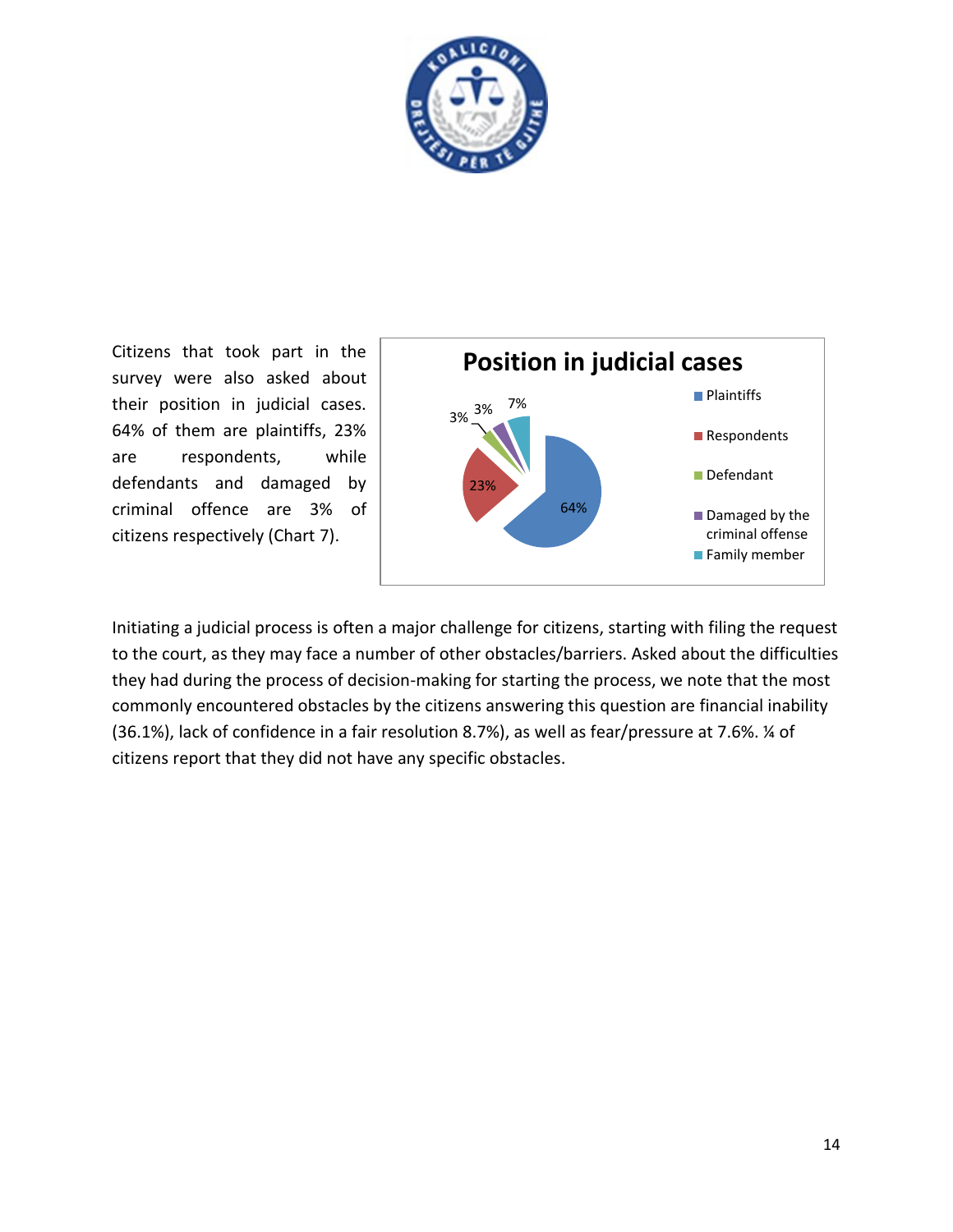Citizens that took part in the survey were also asked about their position in judicial cases. 64% of them are plaintiffs, 23% are respondents, while defendants and damaged by criminal offence are 3% of citizens respectively (Chart 7).

**Position in judicial cases**

| Position | % |
|---|---|
| Plaintiffs | 64% |
| Respondents | 23% |
| Defendant | 3% |
| Damaged by the criminal offense | 3% |
| Family member | 7% |

Initiating a judicial process is often a major challenge for citizens, starting with filing the request to the court, as they may face a number of other obstacles/barriers. Asked about the difficulties they had during the process of decision-making for starting the process, we note that the most commonly encountered obstacles by the citizens answering this question are financial inability (36.1%), lack of confidence in a fair resolution 8.7%), as well as fear/pressure at 7.6%. ¼ of citizens report that they did not have any specific obstacles.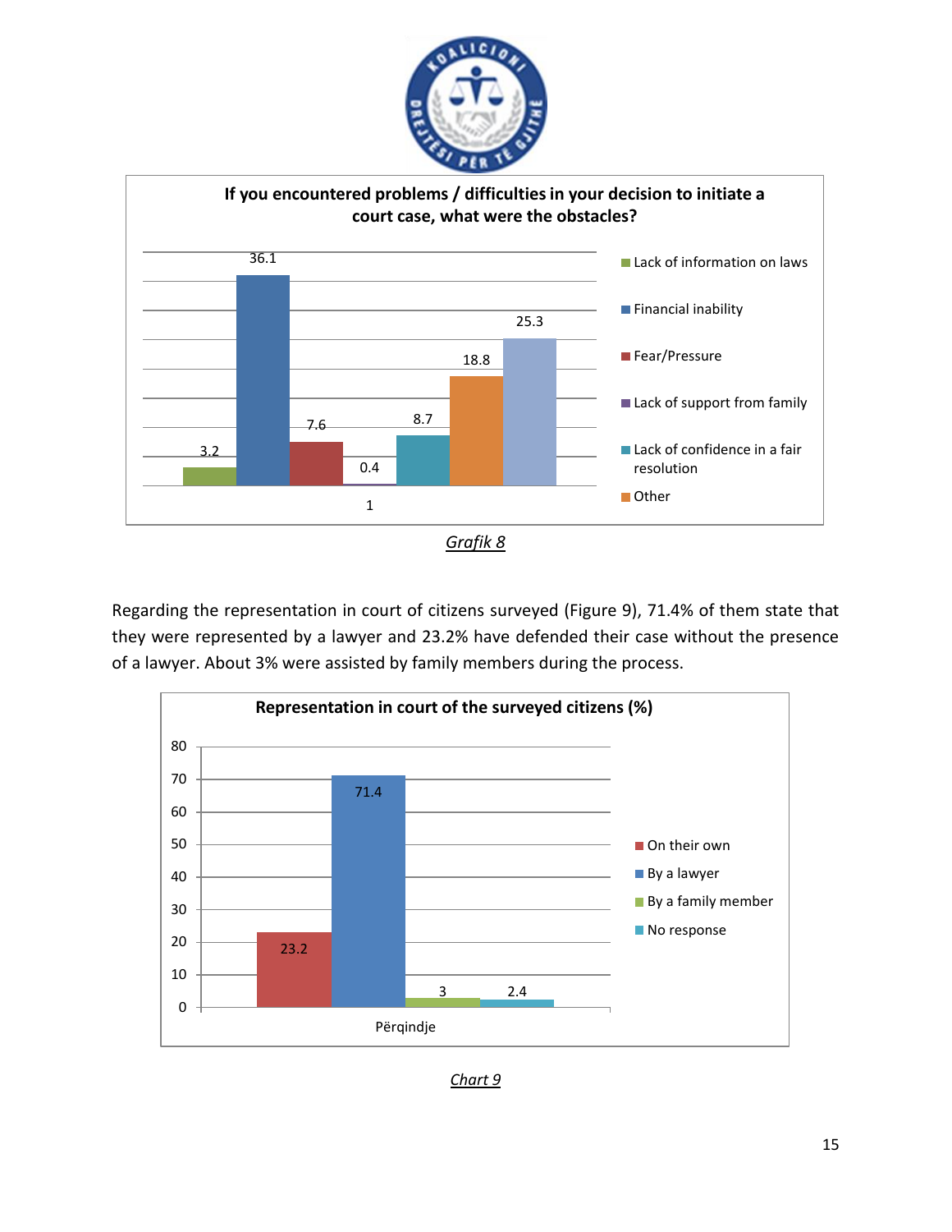**If you encountered problems / difficulties in your decision to initiate a court case, what were the obstacles?**

| Obstacle | % |
|---|---|
| Lack of information on laws | 3.2 |
| Financial inability | 36.1 |
| Fear/Pressure | 7.6 |
| Lack of support from family | 0.4 |
| Lack of confidence in a fair resolution | 8.7 |
| Other | 18.8 |
| (unlabeled) | 25.3 |

*Grafik 8*

Regarding the representation in court of citizens surveyed (Figure 9), 71.4% of them state that they were represented by a lawyer and 23.2% have defended their case without the presence of a lawyer. About 3% were assisted by family members during the process.

**Representation in court of the surveyed citizens (%)**

| Përqindje | % |
|---|---|
| On their own | 23.2 |
| By a lawyer | 71.4 |
| By a family member | 3 |
| No response | 2.4 |

*Chart 9*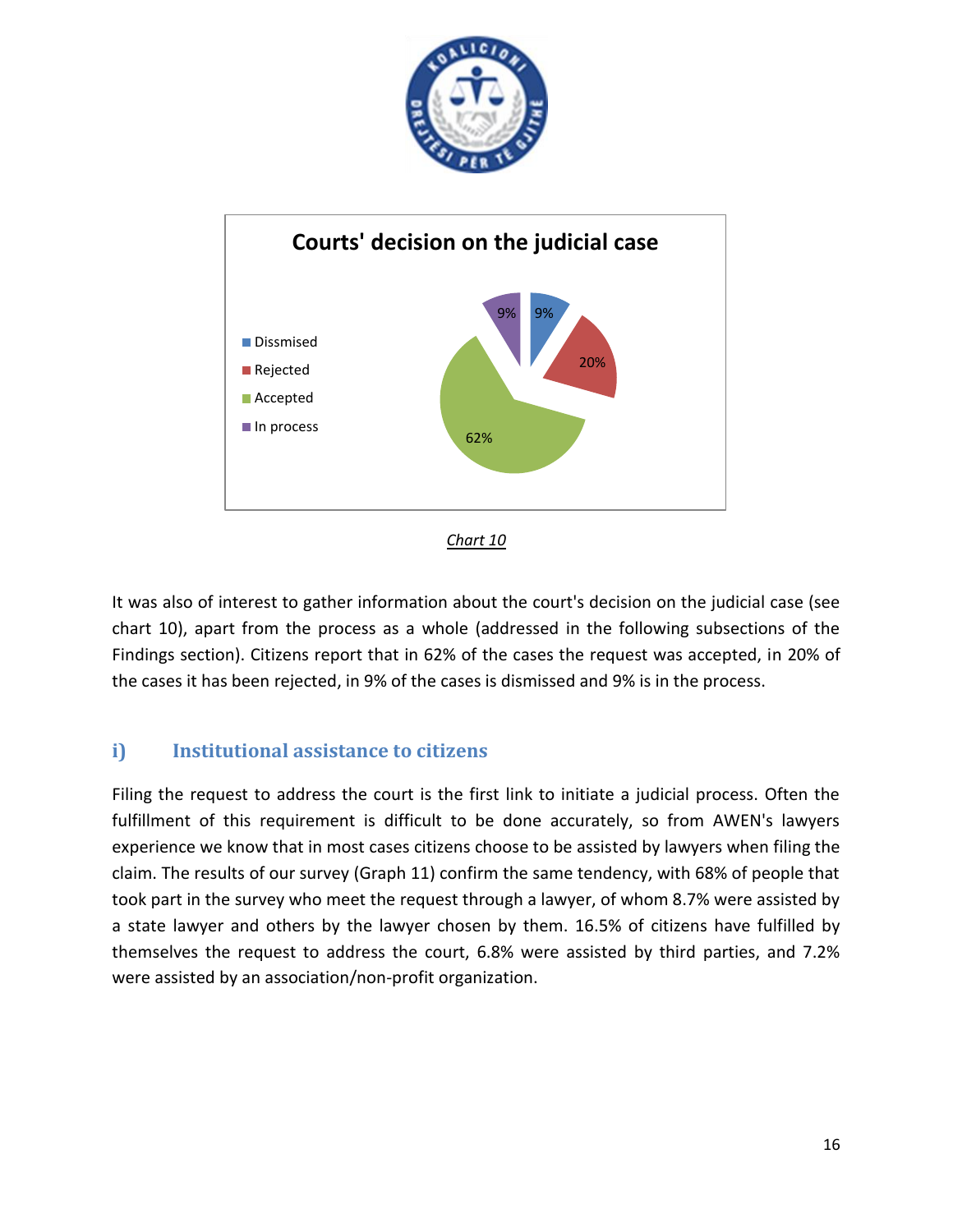**Courts' decision on the judicial case**

| Decision | Share |
|---|---|
| Dissmised | 9% |
| Rejected | 20% |
| Accepted | 62% |
| In process | 9% |

*Chart 10*

It was also of interest to gather information about the court's decision on the judicial case (see chart 10), apart from the process as a whole (addressed in the following subsections of the Findings section). Citizens report that in 62% of the cases the request was accepted, in 20% of the cases it has been rejected, in 9% of the cases is dismissed and 9% is in the process.

## i) Institutional assistance to citizens

Filing the request to address the court is the first link to initiate a judicial process. Often the fulfillment of this requirement is difficult to be done accurately, so from AWEN's lawyers experience we know that in most cases citizens choose to be assisted by lawyers when filing the claim. The results of our survey (Graph 11) confirm the same tendency, with 68% of people that took part in the survey who meet the request through a lawyer, of whom 8.7% were assisted by a state lawyer and others by the lawyer chosen by them. 16.5% of citizens have fulfilled by themselves the request to address the court, 6.8% were assisted by third parties, and 7.2% were assisted by an association/non-profit organization.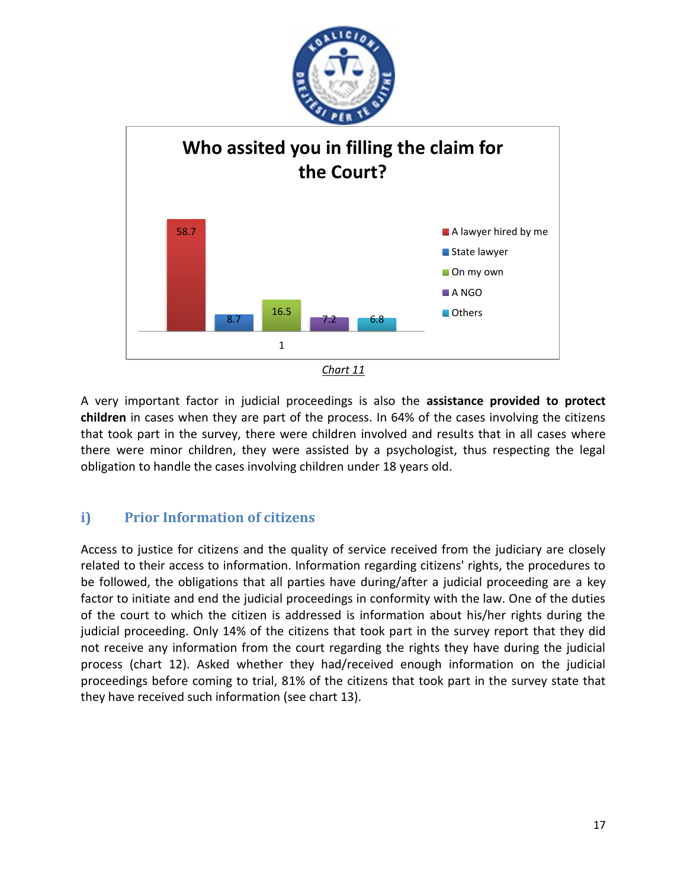**Who assited you in filling the claim for the Court?**

| Response | % |
|---|---|
| A lawyer hired by me | 58.7 |
| State lawyer | 8.7 |
| On my own | 16.5 |
| A NGO | 7.2 |
| Others | 6.8 |

*Chart 11*

A very important factor in judicial proceedings is also the **assistance provided to protect children** in cases when they are part of the process. In 64% of the cases involving the citizens that took part in the survey, there were children involved and results that in all cases where there were minor children, they were assisted by a psychologist, thus respecting the legal obligation to handle the cases involving children under 18 years old.

## i) Prior Information of citizens

Access to justice for citizens and the quality of service received from the judiciary are closely related to their access to information. Information regarding citizens' rights, the procedures to be followed, the obligations that all parties have during/after a judicial proceeding are a key factor to initiate and end the judicial proceedings in conformity with the law. One of the duties of the court to which the citizen is addressed is information about his/her rights during the judicial proceeding. Only 14% of the citizens that took part in the survey report that they did not receive any information from the court regarding the rights they have during the judicial process (chart 12). Asked whether they had/received enough information on the judicial proceedings before coming to trial, 81% of the citizens that took part in the survey state that they have received such information (see chart 13).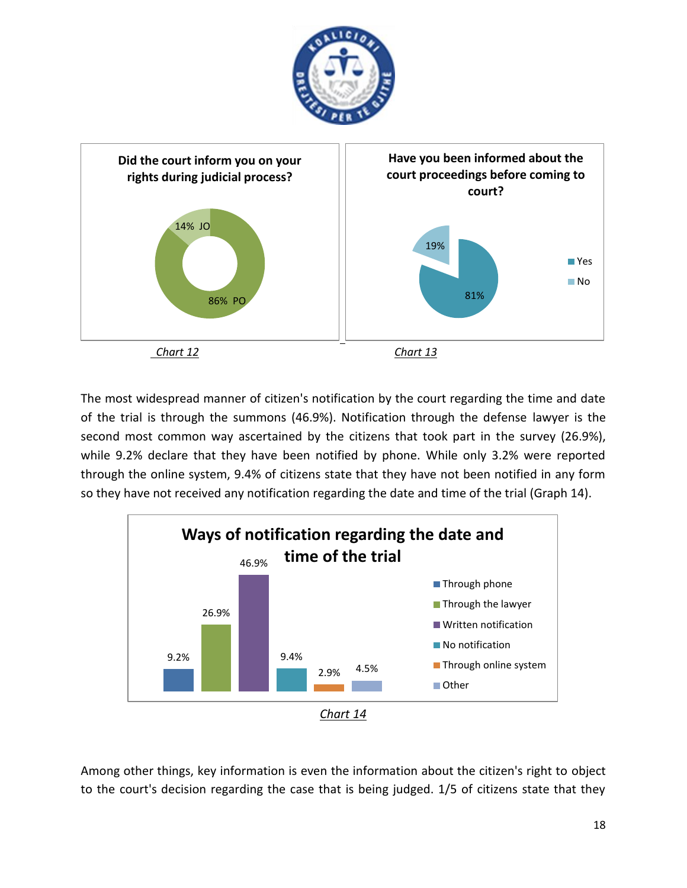**Did the court inform you on your rights during judicial process?**

14% JO

86% PO

*Chart 12*

**Have you been informed about the court proceedings before coming to court?**

19%

81%

Yes

No

*Chart 13*

The most widespread manner of citizen's notification by the court regarding the time and date of the trial is through the summons (46.9%). Notification through the defense lawyer is the second most common way ascertained by the citizens that took part in the survey (26.9%), while 9.2% declare that they have been notified by phone. While only 3.2% were reported through the online system, 9.4% of citizens state that they have not been notified in any form so they have not received any notification regarding the date and time of the trial (Graph 14).

**Ways of notification regarding the date and time of the trial**

| Way of notification | % |
| --- | --- |
| Through phone | 9.2% |
| Through the lawyer | 26.9% |
| Written notification | 46.9% |
| No notification | 9.4% |
| Through online system | 2.9% |
| Other | 4.5% |

*Chart 14*

Among other things, key information is even the information about the citizen's right to object to the court's decision regarding the case that is being judged. 1/5 of citizens state that they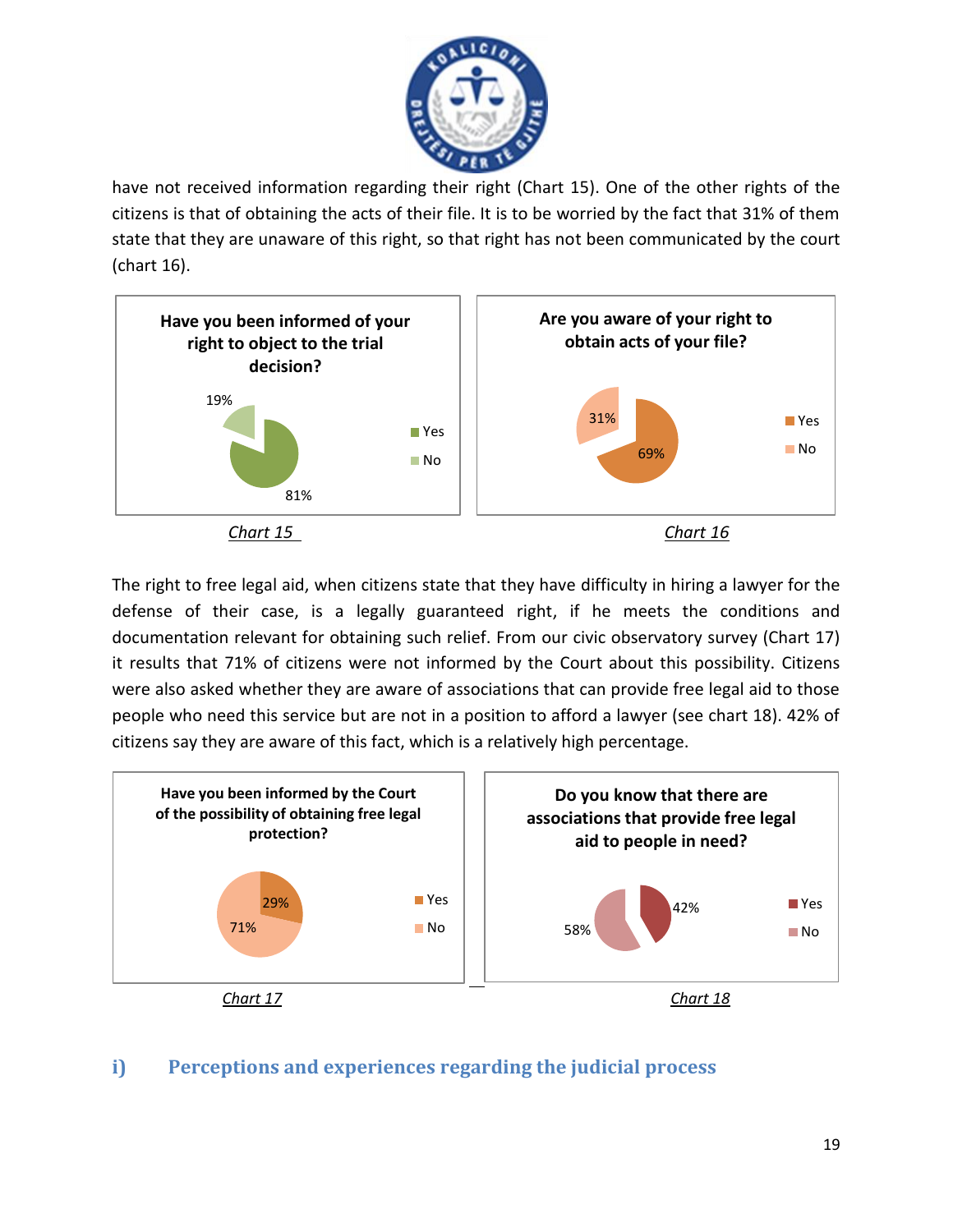have not received information regarding their right (Chart 15). One of the other rights of the citizens is that of obtaining the acts of their file. It is to be worried by the fact that 31% of them state that they are unaware of this right, so that right has not been communicated by the court (chart 16).

**Have you been informed of your right to object to the trial decision?**

19%

81%

Yes

No

*Chart 15*

**Are you aware of your right to obtain acts of your file?**

31%

69%

Yes

No

*Chart 16*

The right to free legal aid, when citizens state that they have difficulty in hiring a lawyer for the defense of their case, is a legally guaranteed right, if he meets the conditions and documentation relevant for obtaining such relief. From our civic observatory survey (Chart 17) it results that 71% of citizens were not informed by the Court about this possibility. Citizens were also asked whether they are aware of associations that can provide free legal aid to those people who need this service but are not in a position to afford a lawyer (see chart 18). 42% of citizens say they are aware of this fact, which is a relatively high percentage.

**Have you been informed by the Court of the possibility of obtaining free legal protection?**

29%

71%

Yes

No

*Chart 17*

**Do you know that there are associations that provide free legal aid to people in need?**

42%

58%

Yes

No

*Chart 18*

## i) Perceptions and experiences regarding the judicial process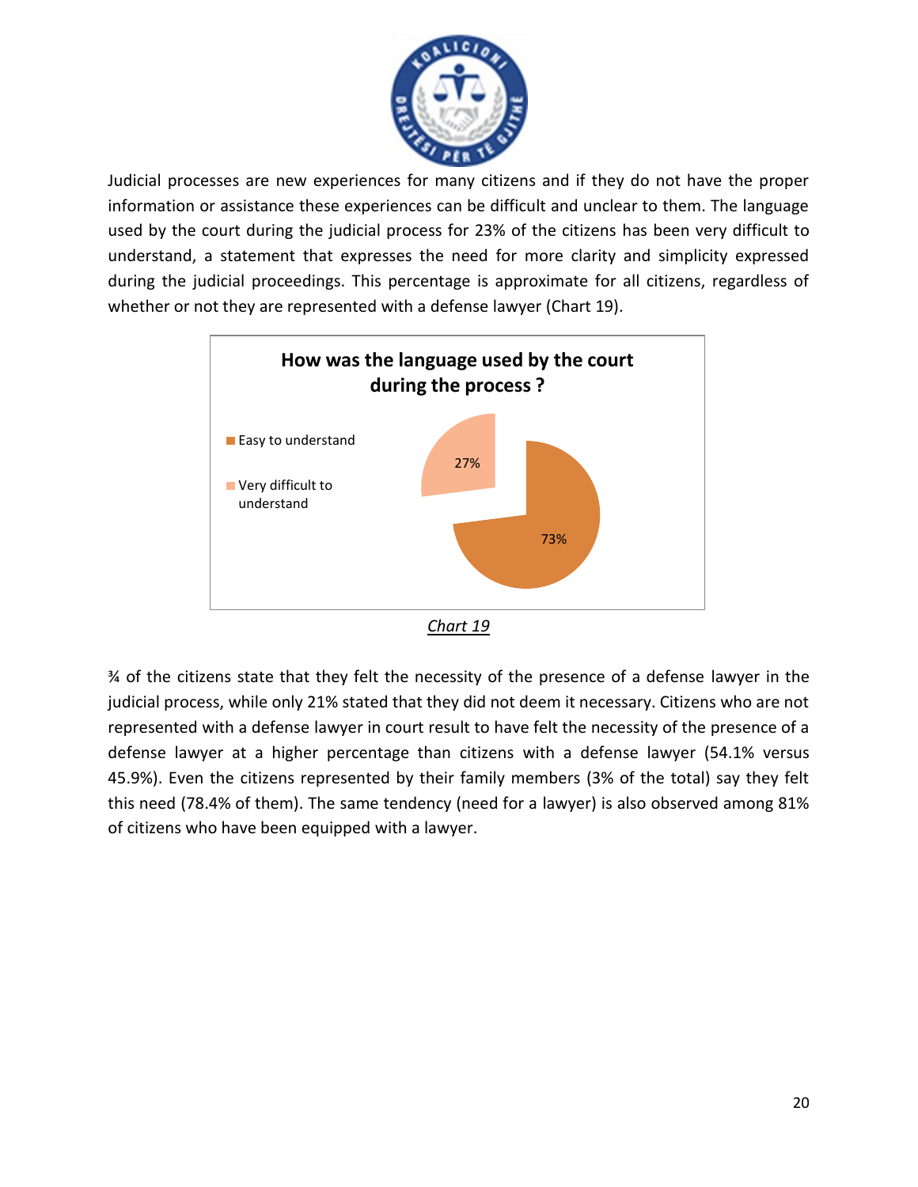Judicial processes are new experiences for many citizens and if they do not have the proper information or assistance these experiences can be difficult and unclear to them. The language used by the court during the judicial process for 23% of the citizens has been very difficult to understand, a statement that expresses the need for more clarity and simplicity expressed during the judicial proceedings. This percentage is approximate for all citizens, regardless of whether or not they are represented with a defense lawyer (Chart 19).

**How was the language used by the court during the process ?**

| Response | Percentage |
|---|---|
| Easy to understand | 73% |
| Very difficult to understand | 27% |

*Chart 19*

¾ of the citizens state that they felt the necessity of the presence of a defense lawyer in the judicial process, while only 21% stated that they did not deem it necessary. Citizens who are not represented with a defense lawyer in court result to have felt the necessity of the presence of a defense lawyer at a higher percentage than citizens with a defense lawyer (54.1% versus 45.9%). Even the citizens represented by their family members (3% of the total) say they felt this need (78.4% of them). The same tendency (need for a lawyer) is also observed among 81% of citizens who have been equipped with a lawyer.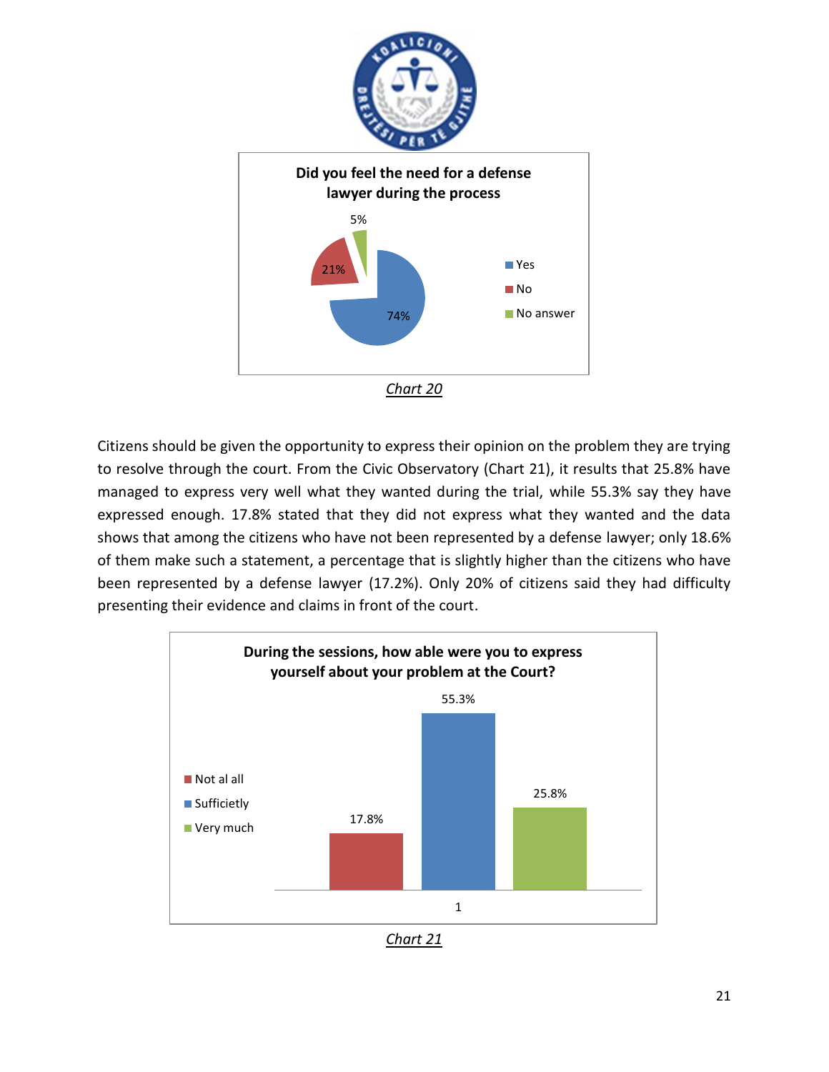**Did you feel the need for a defense lawyer during the process**

| Response | Percentage |
| --- | --- |
| Yes | 74% |
| No | 21% |
| No answer | 5% |

*Chart 20*

Citizens should be given the opportunity to express their opinion on the problem they are trying to resolve through the court. From the Civic Observatory (Chart 21), it results that 25.8% have managed to express very well what they wanted during the trial, while 55.3% say they have expressed enough. 17.8% stated that they did not express what they wanted and the data shows that among the citizens who have not been represented by a defense lawyer; only 18.6% of them make such a statement, a percentage that is slightly higher than the citizens who have been represented by a defense lawyer (17.2%). Only 20% of citizens said they had difficulty presenting their evidence and claims in front of the court.

**During the sessions, how able were you to express yourself about your problem at the Court?**

| Response | Percentage |
| --- | --- |
| Not al all | 17.8% |
| Sufficietly | 55.3% |
| Very much | 25.8% |

*Chart 21*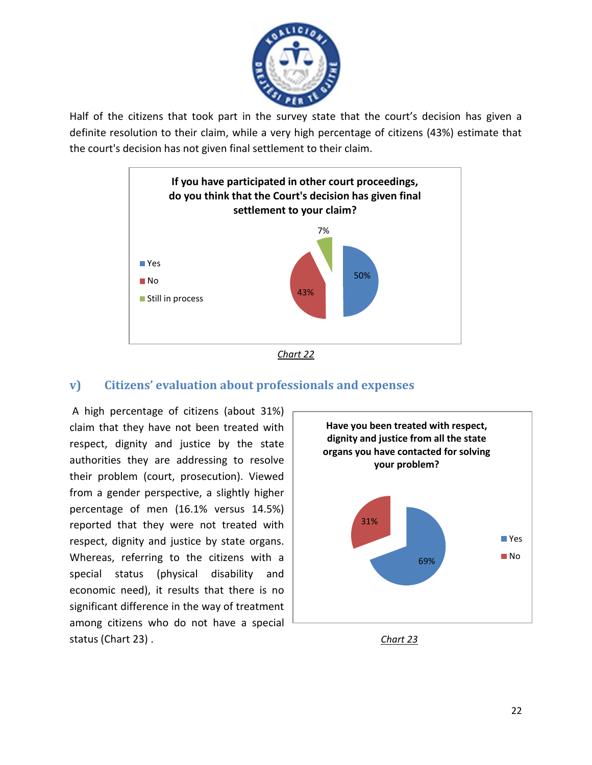Half of the citizens that took part in the survey state that the court's decision has given a definite resolution to their claim, while a very high percentage of citizens (43%) estimate that the court's decision has not given final settlement to their claim.

**If you have participated in other court proceedings, do you think that the Court's decision has given final settlement to your claim?**

| Answer | Percentage |
| --- | --- |
| Yes | 50% |
| No | 43% |
| Still in process | 7% |

*Chart 22*

## v) Citizens' evaluation about professionals and expenses

A high percentage of citizens (about 31%) claim that they have not been treated with respect, dignity and justice by the state authorities they are addressing to resolve their problem (court, prosecution). Viewed from a gender perspective, a slightly higher percentage of men (16.1% versus 14.5%) reported that they were not treated with respect, dignity and justice by state organs. Whereas, referring to the citizens with a special status (physical disability and economic need), it results that there is no significant difference in the way of treatment among citizens who do not have a special status (Chart 23) .

**Have you been treated with respect, dignity and justice from all the state organs you have contacted for solving your problem?**

| Answer | Percentage |
| --- | --- |
| Yes | 69% |
| No | 31% |

*Chart 23*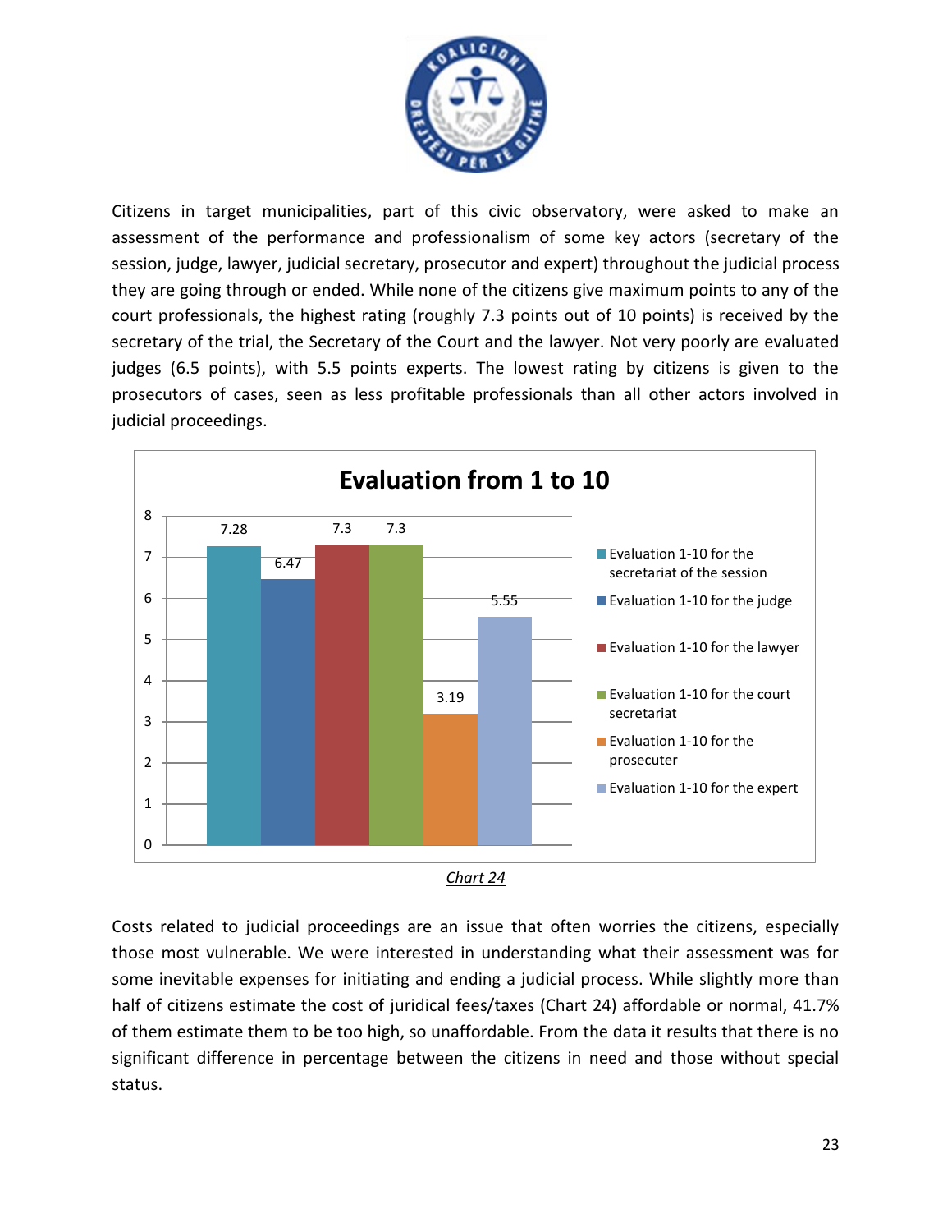Citizens in target municipalities, part of this civic observatory, were asked to make an assessment of the performance and professionalism of some key actors (secretary of the session, judge, lawyer, judicial secretary, prosecutor and expert) throughout the judicial process they are going through or ended. While none of the citizens give maximum points to any of the court professionals, the highest rating (roughly 7.3 points out of 10 points) is received by the secretary of the trial, the Secretary of the Court and the lawyer. Not very poorly are evaluated judges (6.5 points), with 5.5 points experts. The lowest rating by citizens is given to the prosecutors of cases, seen as less profitable professionals than all other actors involved in judicial proceedings.

**Evaluation from 1 to 10**

| Actor | Evaluation |
|---|---|
| Evaluation 1-10 for the secretariat of the session | 7.28 |
| Evaluation 1-10 for the judge | 6.47 |
| Evaluation 1-10 for the lawyer | 7.3 |
| Evaluation 1-10 for the court secretariat | 7.3 |
| Evaluation 1-10 for the prosecuter | 3.19 |
| Evaluation 1-10 for the expert | 5.55 |

*Chart 24*

Costs related to judicial proceedings are an issue that often worries the citizens, especially those most vulnerable. We were interested in understanding what their assessment was for some inevitable expenses for initiating and ending a judicial process. While slightly more than half of citizens estimate the cost of juridical fees/taxes (Chart 24) affordable or normal, 41.7% of them estimate them to be too high, so unaffordable. From the data it results that there is no significant difference in percentage between the citizens in need and those without special status.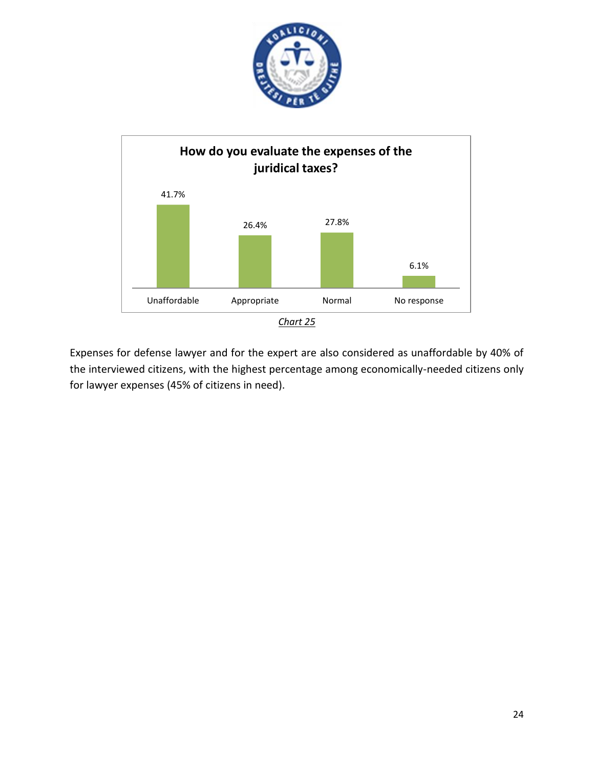**How do you evaluate the expenses of the juridical taxes?**

| Unaffordable | Appropriate | Normal | No response |
|---|---|---|---|
| 41.7% | 26.4% | 27.8% | 6.1% |

*Chart 25*

Expenses for defense lawyer and for the expert are also considered as unaffordable by 40% of the interviewed citizens, with the highest percentage among economically-needed citizens only for lawyer expenses (45% of citizens in need).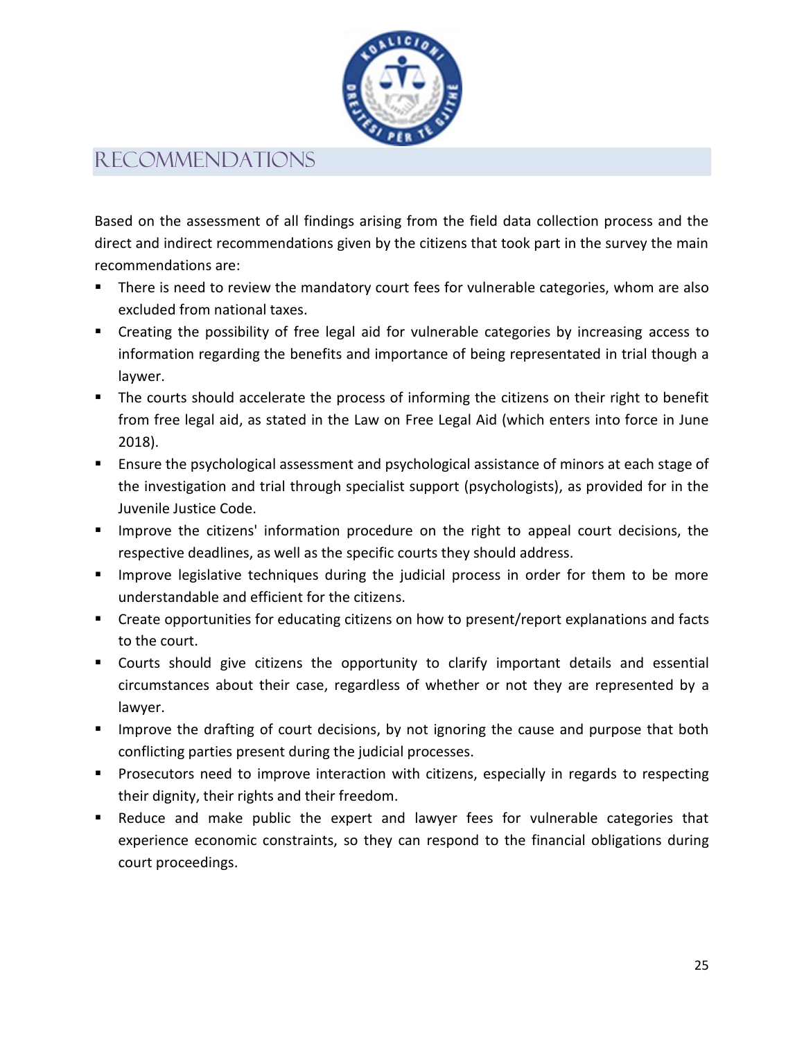# RECOMMENDATIONS

Based on the assessment of all findings arising from the field data collection process and the direct and indirect recommendations given by the citizens that took part in the survey the main recommendations are:

- There is need to review the mandatory court fees for vulnerable categories, whom are also excluded from national taxes.
- Creating the possibility of free legal aid for vulnerable categories by increasing access to information regarding the benefits and importance of being representated in trial though a laywer.
- The courts should accelerate the process of informing the citizens on their right to benefit from free legal aid, as stated in the Law on Free Legal Aid (which enters into force in June 2018).
- Ensure the psychological assessment and psychological assistance of minors at each stage of the investigation and trial through specialist support (psychologists), as provided for in the Juvenile Justice Code.
- Improve the citizens' information procedure on the right to appeal court decisions, the respective deadlines, as well as the specific courts they should address.
- Improve legislative techniques during the judicial process in order for them to be more understandable and efficient for the citizens.
- Create opportunities for educating citizens on how to present/report explanations and facts to the court.
- Courts should give citizens the opportunity to clarify important details and essential circumstances about their case, regardless of whether or not they are represented by a lawyer.
- Improve the drafting of court decisions, by not ignoring the cause and purpose that both conflicting parties present during the judicial processes.
- Prosecutors need to improve interaction with citizens, especially in regards to respecting their dignity, their rights and their freedom.
- Reduce and make public the expert and lawyer fees for vulnerable categories that experience economic constraints, so they can respond to the financial obligations during court proceedings.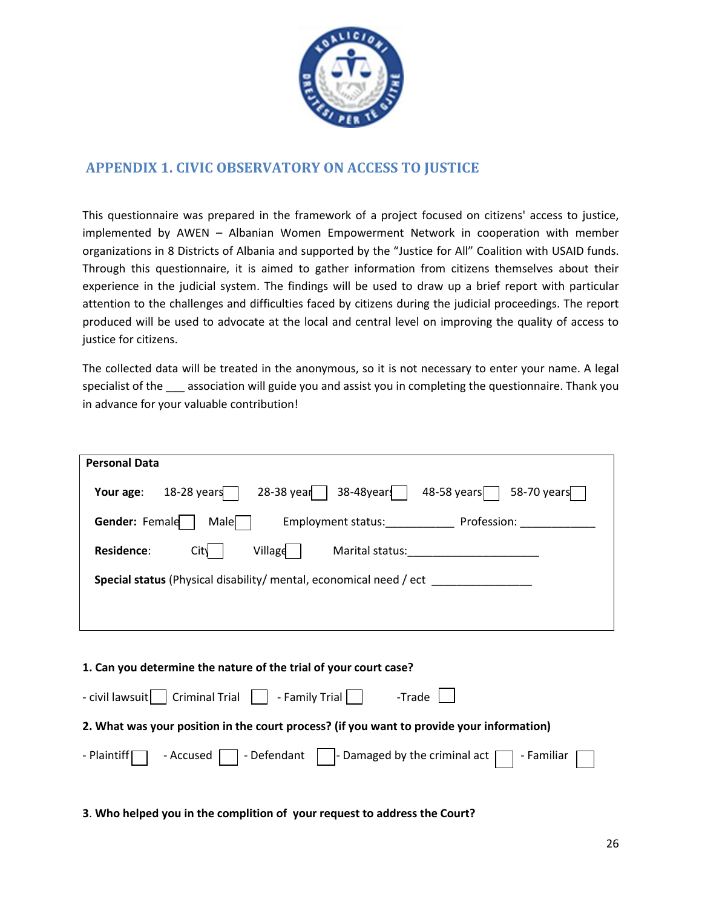## APPENDIX 1. CIVIC OBSERVATORY ON ACCESS TO JUSTICE

This questionnaire was prepared in the framework of a project focused on citizens' access to justice, implemented by AWEN – Albanian Women Empowerment Network in cooperation with member organizations in 8 Districts of Albania and supported by the "Justice for All" Coalition with USAID funds. Through this questionnaire, it is aimed to gather information from citizens themselves about their experience in the judicial system. The findings will be used to draw up a brief report with particular attention to the challenges and difficulties faced by citizens during the judicial proceedings. The report produced will be used to advocate at the local and central level on improving the quality of access to justice for citizens.

The collected data will be treated in the anonymous, so it is not necessary to enter your name. A legal specialist of the ___ association will guide you and assist you in completing the questionnaire. Thank you in advance for your valuable contribution!

**Personal Data**

**Your age**: 18-28 years ☐ 28-38 year ☐ 38-48years ☐ 48-58 years ☐ 58-70 years ☐

**Gender:** Female ☐ Male ☐ Employment status:___________ Profession: ____________

**Residence**: City ☐ Village ☐ Marital status:_____________________

**Special status** (Physical disability/ mental, economical need / ect ________________

**1. Can you determine the nature of the trial of your court case?**

- civil lawsuit ☐ Criminal Trial ☐ - Family Trial ☐ -Trade ☐

**2. What was your position in the court process? (if you want to provide your information)**

- Plaintiff ☐ - Accused ☐ - Defendant ☐ - Damaged by the criminal act ☐ - Familiar ☐

**3. Who helped you in the complition of your request to address the Court?**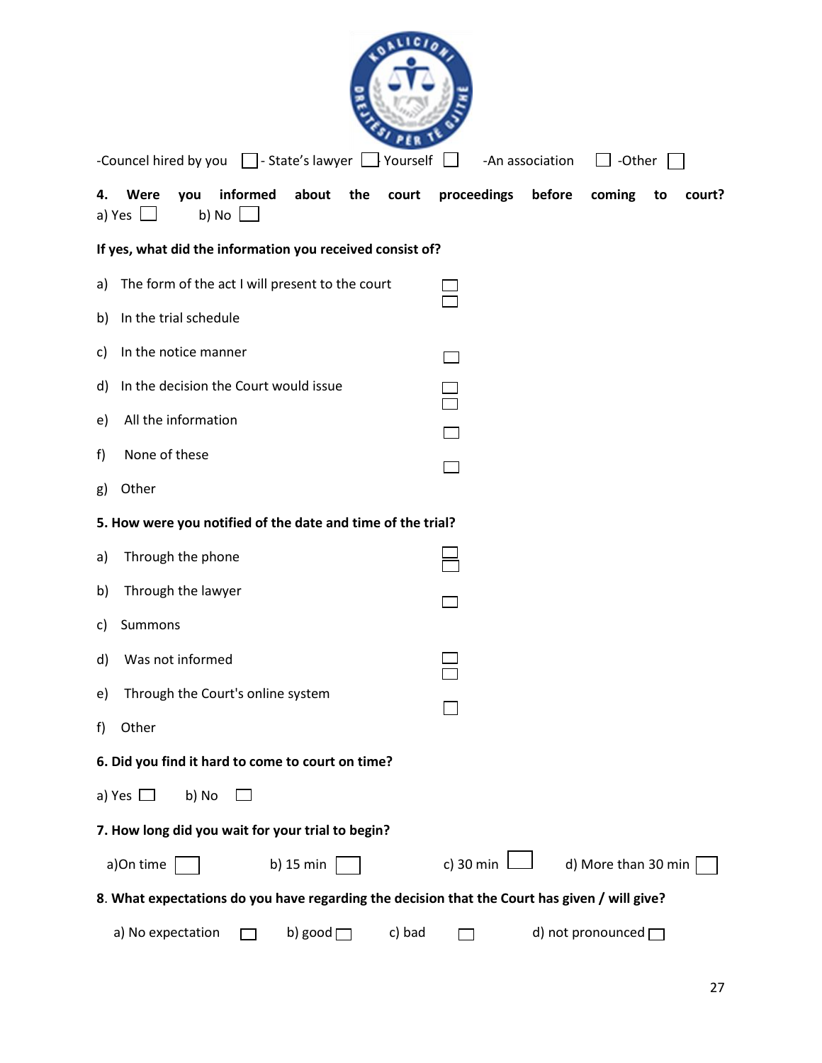-Councel hired by you ☐ - State's lawyer ☐ Yourself ☐ -An association ☐ -Other ☐

**4. Were you informed about the court proceedings before coming to court?**

a) Yes ☐ b) No ☐

**If yes, what did the information you received consist of?**

a) The form of the act I will present to the court ☐

b) In the trial schedule ☐

c) In the notice manner ☐

d) In the decision the Court would issue ☐

e) All the information ☐

f) None of these ☐

g) Other ☐

**5. How were you notified of the date and time of the trial?**

a) Through the phone ☐

b) Through the lawyer ☐

c) Summons ☐

d) Was not informed ☐

e) Through the Court's online system ☐

f) Other ☐

**6. Did you find it hard to come to court on time?**

a) Yes ☐ b) No ☐

**7. How long did you wait for your trial to begin?**

a)On time ☐ b) 15 min ☐ c) 30 min ☐ d) More than 30 min ☐

**8. What expectations do you have regarding the decision that the Court has given / will give?**

a) No expectation ☐ b) good ☐ c) bad ☐ d) not pronounced ☐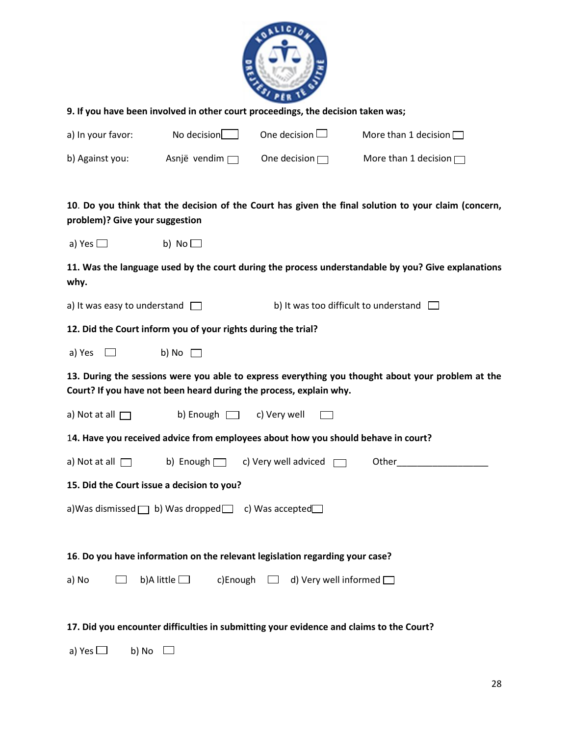**9. If you have been involved in other court proceedings, the decision taken was;**

a) In your favor: No decision ☐ One decision ☐ More than 1 decision ☐

b) Against you: Asnjë vendim ☐ One decision ☐ More than 1 decision ☐

**10. Do you think that the decision of the Court has given the final solution to your claim (concern, problem)? Give your suggestion**

a) Yes ☐ b) No ☐

**11. Was the language used by the court during the process understandable by you? Give explanations why.**

a) It was easy to understand ☐ b) It was too difficult to understand ☐

**12. Did the Court inform you of your rights during the trial?**

a) Yes ☐ b) No ☐

**13. During the sessions were you able to express everything you thought about your problem at the Court? If you have not been heard during the process, explain why.**

a) Not at all ☐ b) Enough ☐ c) Very well ☐

**14. Have you received advice from employees about how you should behave in court?**

a) Not at all ☐ b) Enough ☐ c) Very well adviced ☐ Other__________________

**15. Did the Court issue a decision to you?**

a)Was dismissed ☐ b) Was dropped ☐ c) Was accepted ☐

**16. Do you have information on the relevant legislation regarding your case?**

a) No ☐ b)A little ☐ c)Enough ☐ d) Very well informed ☐

**17. Did you encounter difficulties in submitting your evidence and claims to the Court?**

a) Yes ☐ b) No ☐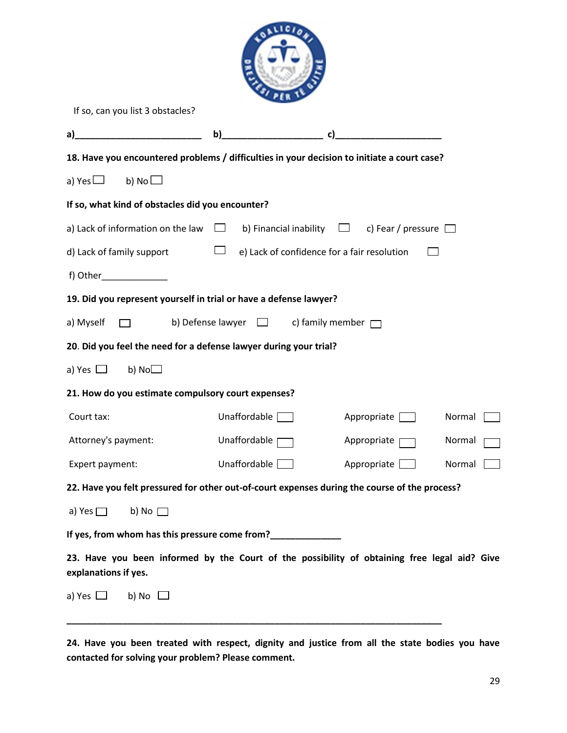If so, can you list 3 obstacles?

**a)_________________________ b)___________________ c)_____________________**

**18. Have you encountered problems / difficulties in your decision to initiate a court case?**

a) Yes ☐ b) No ☐

**If so, what kind of obstacles did you encounter?**

a) Lack of information on the law ☐ b) Financial inability ☐ c) Fear / pressure ☐

d) Lack of family support ☐ e) Lack of confidence for a fair resolution ☐

f) Other_____________

**19. Did you represent yourself in trial or have a defense lawyer?**

a) Myself ☐ b) Defense lawyer ☐ c) family member ☐

**20. Did you feel the need for a defense lawyer during your trial?**

a) Yes ☐ b) No ☐

**21. How do you estimate compulsory court expenses?**

| | | | |
|---|---|---|---|
| Court tax: | Unaffordable ☐ | Appropriate ☐ | Normal ☐ |
| Attorney's payment: | Unaffordable ☐ | Appropriate ☐ | Normal ☐ |
| Expert payment: | Unaffordable ☐ | Appropriate ☐ | Normal ☐ |

**22. Have you felt pressured for other out-of-court expenses during the course of the process?**

a) Yes ☐ b) No ☐

**If yes, from whom has this pressure come from?**______________

**23. Have you been informed by the Court of the possibility of obtaining free legal aid? Give explanations if yes.**

a) Yes ☐ b) No ☐

______________________________________________________________________________

**24. Have you been treated with respect, dignity and justice from all the state bodies you have contacted for solving your problem? Please comment.**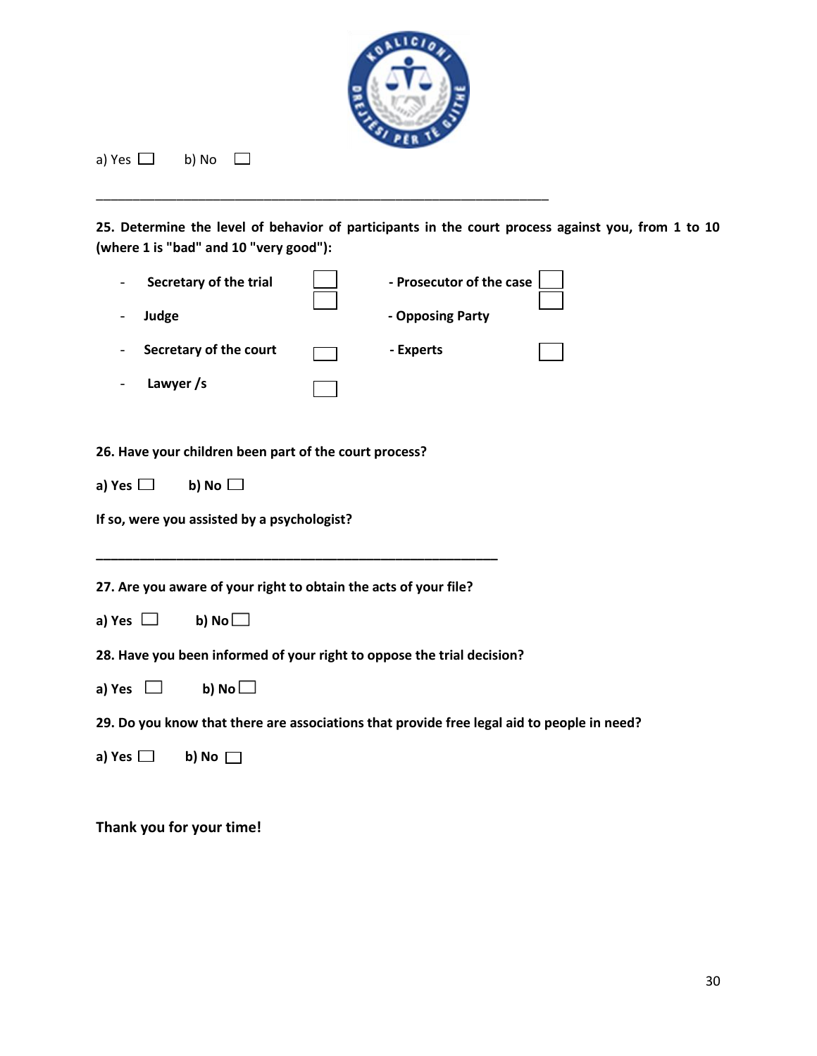a) Yes ☐ b) No ☐

___________________________________________________________________

**25. Determine the level of behavior of participants in the court process against you, from 1 to 10 (where 1 is "bad" and 10 "very good"):**

| | | | |
|---|---|---|---|
| - **Secretary of the trial** | ☐ | - **Prosecutor of the case** | ☐ |
| - **Judge** | ☐ | - **Opposing Party** | ☐ |
| - **Secretary of the court** | ☐ | - **Experts** | ☐ |
| - **Lawyer /s** | ☐ | | |

**26. Have your children been part of the court process?**

**a) Yes** ☐ **b) No** ☐

**If so, were you assisted by a psychologist?**

___________________________________________________________

**27. Are you aware of your right to obtain the acts of your file?**

**a) Yes** ☐ **b) No** ☐

**28. Have you been informed of your right to oppose the trial decision?**

**a) Yes** ☐ **b) No** ☐

**29. Do you know that there are associations that provide free legal aid to people in need?**

**a) Yes** ☐ **b) No** ☐

**Thank you for your time!**